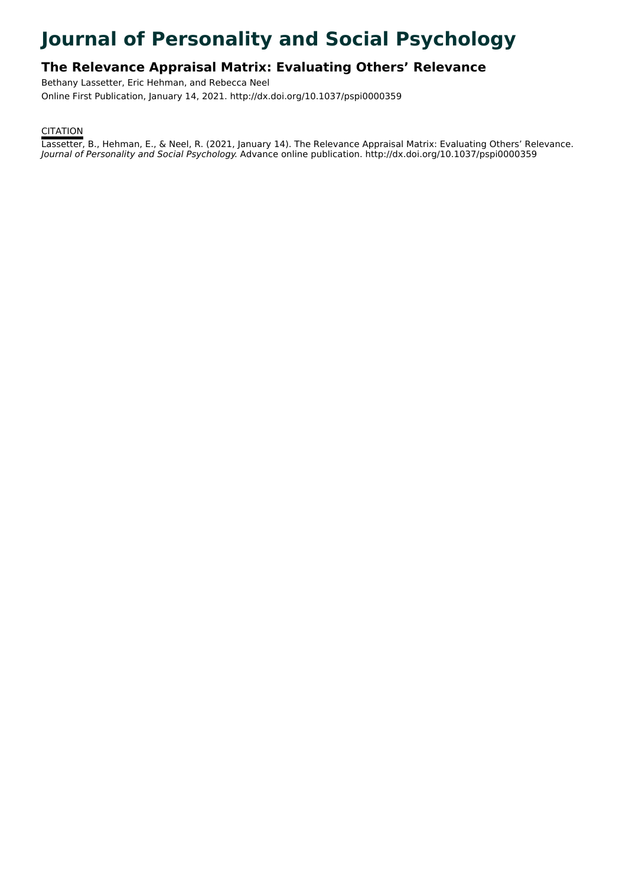# Journal of Personality and Social Psychology

## The Relevance Appraisal Matrix: Evaluating Others' Relevance

Bethany Lassetter, Eric Hehman, and Rebecca Neel

Online First Publication, January 14, 2021. http://dx.doi.org/10.1037/pspi0000359

CITATION

Lassetter, B., Hehman, E., & Neel, R. (2021, January 14). The Relevance Appraisal Matrix: Evaluating Others' Relevance. *Journal of Personality and Social Psychology.* Advance online publication. http://dx.doi.org/10.1037/pspi0000359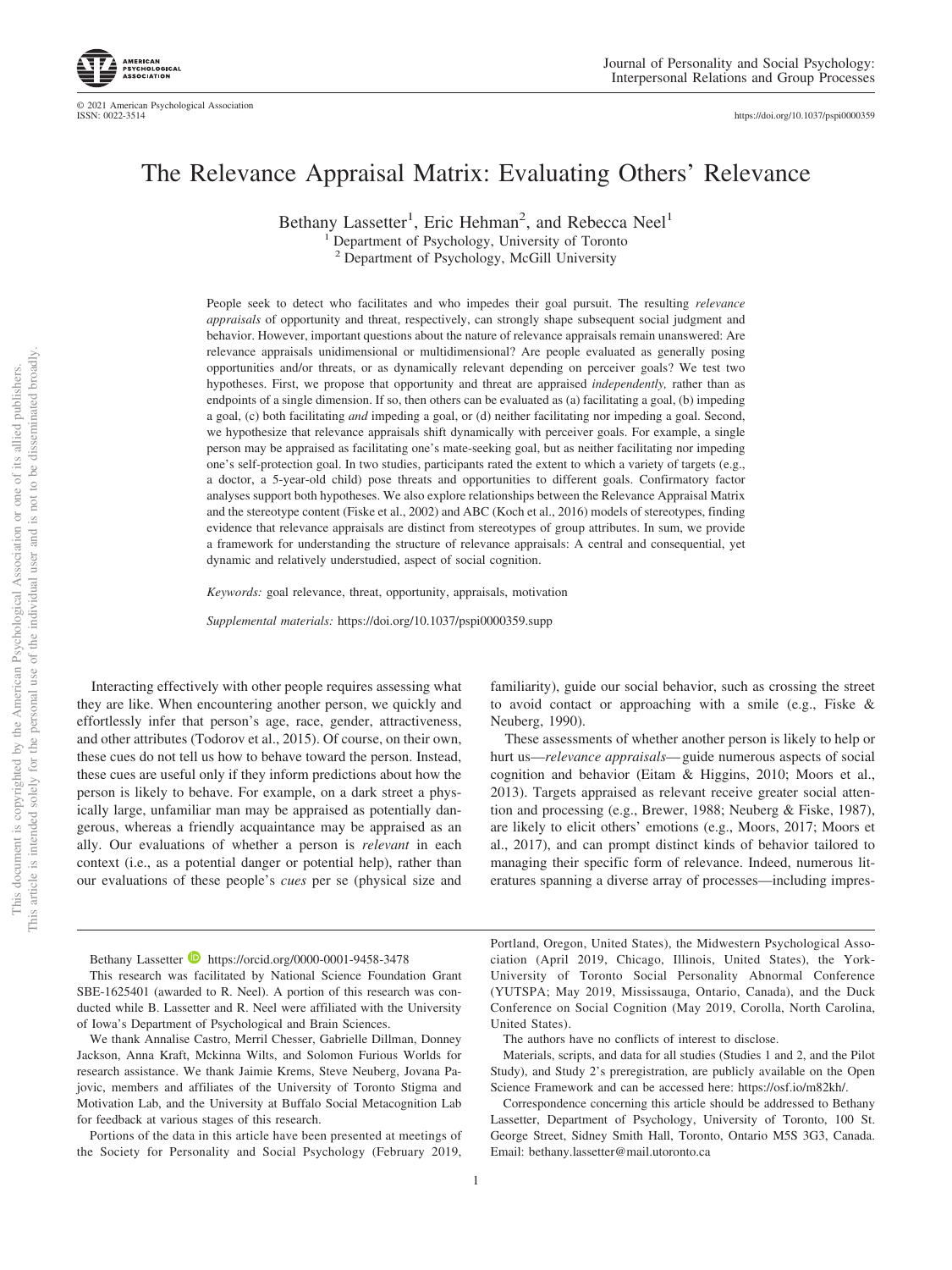# The Relevance Appraisal Matrix: Evaluating Others' Relevance

Bethany Lassetter[1], Eric Hehman[2], and Rebecca Neel[1]

[1] Department of Psychology, University of Toronto

[2] Department of Psychology, McGill University

People seek to detect who facilitates and who impedes their goal pursuit. The resulting *relevance appraisals* of opportunity and threat, respectively, can strongly shape subsequent social judgment and behavior. However, important questions about the nature of relevance appraisals remain unanswered: Are relevance appraisals unidimensional or multidimensional? Are people evaluated as generally posing opportunities and/or threats, or as dynamically relevant depending on perceiver goals? We test two hypotheses. First, we propose that opportunity and threat are appraised *independently,* rather than as endpoints of a single dimension. If so, then others can be evaluated as (a) facilitating a goal, (b) impeding a goal, (c) both facilitating *and* impeding a goal, or (d) neither facilitating nor impeding a goal. Second, we hypothesize that relevance appraisals shift dynamically with perceiver goals. For example, a single person may be appraised as facilitating one's mate-seeking goal, but as neither facilitating nor impeding one's self-protection goal. In two studies, participants rated the extent to which a variety of targets (e.g., a doctor, a 5-year-old child) pose threats and opportunities to different goals. Confirmatory factor analyses support both hypotheses. We also explore relationships between the Relevance Appraisal Matrix and the stereotype content (Fiske et al., 2002) and ABC (Koch et al., 2016) models of stereotypes, finding evidence that relevance appraisals are distinct from stereotypes of group attributes. In sum, we provide a framework for understanding the structure of relevance appraisals: A central and consequential, yet dynamic and relatively understudied, aspect of social cognition.

*Keywords:* goal relevance, threat, opportunity, appraisals, motivation

*Supplemental materials:* https://doi.org/10.1037/pspi0000359.supp

Interacting effectively with other people requires assessing what they are like. When encountering another person, we quickly and effortlessly infer that person's age, race, gender, attractiveness, and other attributes (Todorov et al., 2015). Of course, on their own, these cues do not tell us how to behave toward the person. Instead, these cues are useful only if they inform predictions about how the person is likely to behave. For example, on a dark street a physically large, unfamiliar man may be appraised as potentially dangerous, whereas a friendly acquaintance may be appraised as an ally. Our evaluations of whether a person is *relevant* in each context (i.e., as a potential danger or potential help), rather than our evaluations of these people's *cues* per se (physical size and familiarity), guide our social behavior, such as crossing the street to avoid contact or approaching with a smile (e.g., Fiske & Neuberg, 1990).

These assessments of whether another person is likely to help or hurt us—*relevance appraisals*—guide numerous aspects of social cognition and behavior (Eitam & Higgins, 2010; Moors et al., 2013). Targets appraised as relevant receive greater social attention and processing (e.g., Brewer, 1988; Neuberg & Fiske, 1987), are likely to elicit others' emotions (e.g., Moors, 2017; Moors et al., 2017), and can prompt distinct kinds of behavior tailored to managing their specific form of relevance. Indeed, numerous literatures spanning a diverse array of processes—including impres-

---

Bethany Lassetter https://orcid.org/0000-0001-9458-3478

This research was facilitated by National Science Foundation Grant SBE-1625401 (awarded to R. Neel). A portion of this research was conducted while B. Lassetter and R. Neel were affiliated with the University of Iowa's Department of Psychological and Brain Sciences.

We thank Annalise Castro, Merril Chesser, Gabrielle Dillman, Donney Jackson, Anna Kraft, Mckinna Wilts, and Solomon Furious Worlds for research assistance. We thank Jaimie Krems, Steve Neuberg, Jovana Pajovic, members and affiliates of the University of Toronto Stigma and Motivation Lab, and the University at Buffalo Social Metacognition Lab for feedback at various stages of this research.

Portions of the data in this article have been presented at meetings of the Society for Personality and Social Psychology (February 2019, Portland, Oregon, United States), the Midwestern Psychological Association (April 2019, Chicago, Illinois, United States), the York-University of Toronto Social Personality Abnormal Conference (YUTSPA; May 2019, Mississauga, Ontario, Canada), and the Duck Conference on Social Cognition (May 2019, Corolla, North Carolina, United States).

The authors have no conflicts of interest to disclose.

Materials, scripts, and data for all studies (Studies 1 and 2, and the Pilot Study), and Study 2's preregistration, are publicly available on the Open Science Framework and can be accessed here: https://osf.io/m82kh/.

Correspondence concerning this article should be addressed to Bethany Lassetter, Department of Psychology, University of Toronto, 100 St. George Street, Sidney Smith Hall, Toronto, Ontario M5S 3G3, Canada. Email: bethany.lassetter@mail.utoronto.ca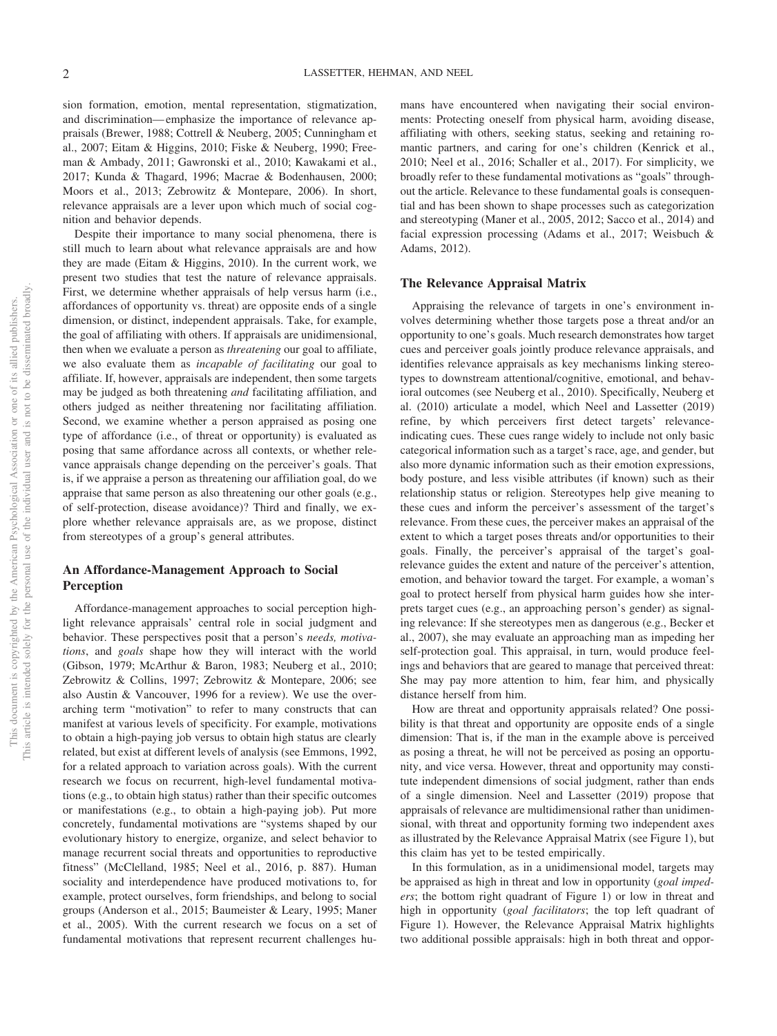sion formation, emotion, mental representation, stigmatization, and discrimination—emphasize the importance of relevance appraisals (Brewer, 1988; Cottrell & Neuberg, 2005; Cunningham et al., 2007; Eitam & Higgins, 2010; Fiske & Neuberg, 1990; Freeman & Ambady, 2011; Gawronski et al., 2010; Kawakami et al., 2017; Kunda & Thagard, 1996; Macrae & Bodenhausen, 2000; Moors et al., 2013; Zebrowitz & Montepare, 2006). In short, relevance appraisals are a lever upon which much of social cognition and behavior depends.

Despite their importance to many social phenomena, there is still much to learn about what relevance appraisals are and how they are made (Eitam & Higgins, 2010). In the current work, we present two studies that test the nature of relevance appraisals. First, we determine whether appraisals of help versus harm (i.e., affordances of opportunity vs. threat) are opposite ends of a single dimension, or distinct, independent appraisals. Take, for example, the goal of affiliating with others. If appraisals are unidimensional, then when we evaluate a person as *threatening* our goal to affiliate, we also evaluate them as *incapable of facilitating* our goal to affiliate. If, however, appraisals are independent, then some targets may be judged as both threatening *and* facilitating affiliation, and others judged as neither threatening nor facilitating affiliation. Second, we examine whether a person appraised as posing one type of affordance (i.e., of threat or opportunity) is evaluated as posing that same affordance across all contexts, or whether relevance appraisals change depending on the perceiver's goals. That is, if we appraise a person as threatening our affiliation goal, do we appraise that same person as also threatening our other goals (e.g., of self-protection, disease avoidance)? Third and finally, we explore whether relevance appraisals are, as we propose, distinct from stereotypes of a group's general attributes.

## An Affordance-Management Approach to Social Perception

Affordance-management approaches to social perception highlight relevance appraisals' central role in social judgment and behavior. These perspectives posit that a person's *needs, motivations*, and *goals* shape how they will interact with the world (Gibson, 1979; McArthur & Baron, 1983; Neuberg et al., 2010; Zebrowitz & Collins, 1997; Zebrowitz & Montepare, 2006; see also Austin & Vancouver, 1996 for a review). We use the overarching term "motivation" to refer to many constructs that can manifest at various levels of specificity. For example, motivations to obtain a high-paying job versus to obtain high status are clearly related, but exist at different levels of analysis (see Emmons, 1992, for a related approach to variation across goals). With the current research we focus on recurrent, high-level fundamental motivations (e.g., to obtain high status) rather than their specific outcomes or manifestations (e.g., to obtain a high-paying job). Put more concretely, fundamental motivations are "systems shaped by our evolutionary history to energize, organize, and select behavior to manage recurrent social threats and opportunities to reproductive fitness" (McClelland, 1985; Neel et al., 2016, p. 887). Human sociality and interdependence have produced motivations to, for example, protect ourselves, form friendships, and belong to social groups (Anderson et al., 2015; Baumeister & Leary, 1995; Maner et al., 2005). With the current research we focus on a set of fundamental motivations that represent recurrent challenges humans have encountered when navigating their social environments: Protecting oneself from physical harm, avoiding disease, affiliating with others, seeking status, seeking and retaining romantic partners, and caring for one's children (Kenrick et al., 2010; Neel et al., 2016; Schaller et al., 2017). For simplicity, we broadly refer to these fundamental motivations as "goals" throughout the article. Relevance to these fundamental goals is consequential and has been shown to shape processes such as categorization and stereotyping (Maner et al., 2005, 2012; Sacco et al., 2014) and facial expression processing (Adams et al., 2017; Weisbuch & Adams, 2012).

### The Relevance Appraisal Matrix

Appraising the relevance of targets in one's environment involves determining whether those targets pose a threat and/or an opportunity to one's goals. Much research demonstrates how target cues and perceiver goals jointly produce relevance appraisals, and identifies relevance appraisals as key mechanisms linking stereotypes to downstream attentional/cognitive, emotional, and behavioral outcomes (see Neuberg et al., 2010). Specifically, Neuberg et al. (2010) articulate a model, which Neel and Lassetter (2019) refine, by which perceivers first detect targets' relevance-indicating cues. These cues range widely to include not only basic categorical information such as a target's race, age, and gender, but also more dynamic information such as their emotion expressions, body posture, and less visible attributes (if known) such as their relationship status or religion. Stereotypes help give meaning to these cues and inform the perceiver's assessment of the target's relevance. From these cues, the perceiver makes an appraisal of the extent to which a target poses threats and/or opportunities to their goals. Finally, the perceiver's appraisal of the target's goal-relevance guides the extent and nature of the perceiver's attention, emotion, and behavior toward the target. For example, a woman's goal to protect herself from physical harm guides how she interprets target cues (e.g., an approaching person's gender) as signaling relevance: If she stereotypes men as dangerous (e.g., Becker et al., 2007), she may evaluate an approaching man as impeding her self-protection goal. This appraisal, in turn, would produce feelings and behaviors that are geared to manage that perceived threat: She may pay more attention to him, fear him, and physically distance herself from him.

How are threat and opportunity appraisals related? One possibility is that threat and opportunity are opposite ends of a single dimension: That is, if the man in the example above is perceived as posing a threat, he will not be perceived as posing an opportunity, and vice versa. However, threat and opportunity may constitute independent dimensions of social judgment, rather than ends of a single dimension. Neel and Lassetter (2019) propose that appraisals of relevance are multidimensional rather than unidimensional, with threat and opportunity forming two independent axes as illustrated by the Relevance Appraisal Matrix (see Figure 1), but this claim has yet to be tested empirically.

In this formulation, as in a unidimensional model, targets may be appraised as high in threat and low in opportunity (*goal impeders*; the bottom right quadrant of Figure 1) or low in threat and high in opportunity (*goal facilitators*; the top left quadrant of Figure 1). However, the Relevance Appraisal Matrix highlights two additional possible appraisals: high in both threat and oppor-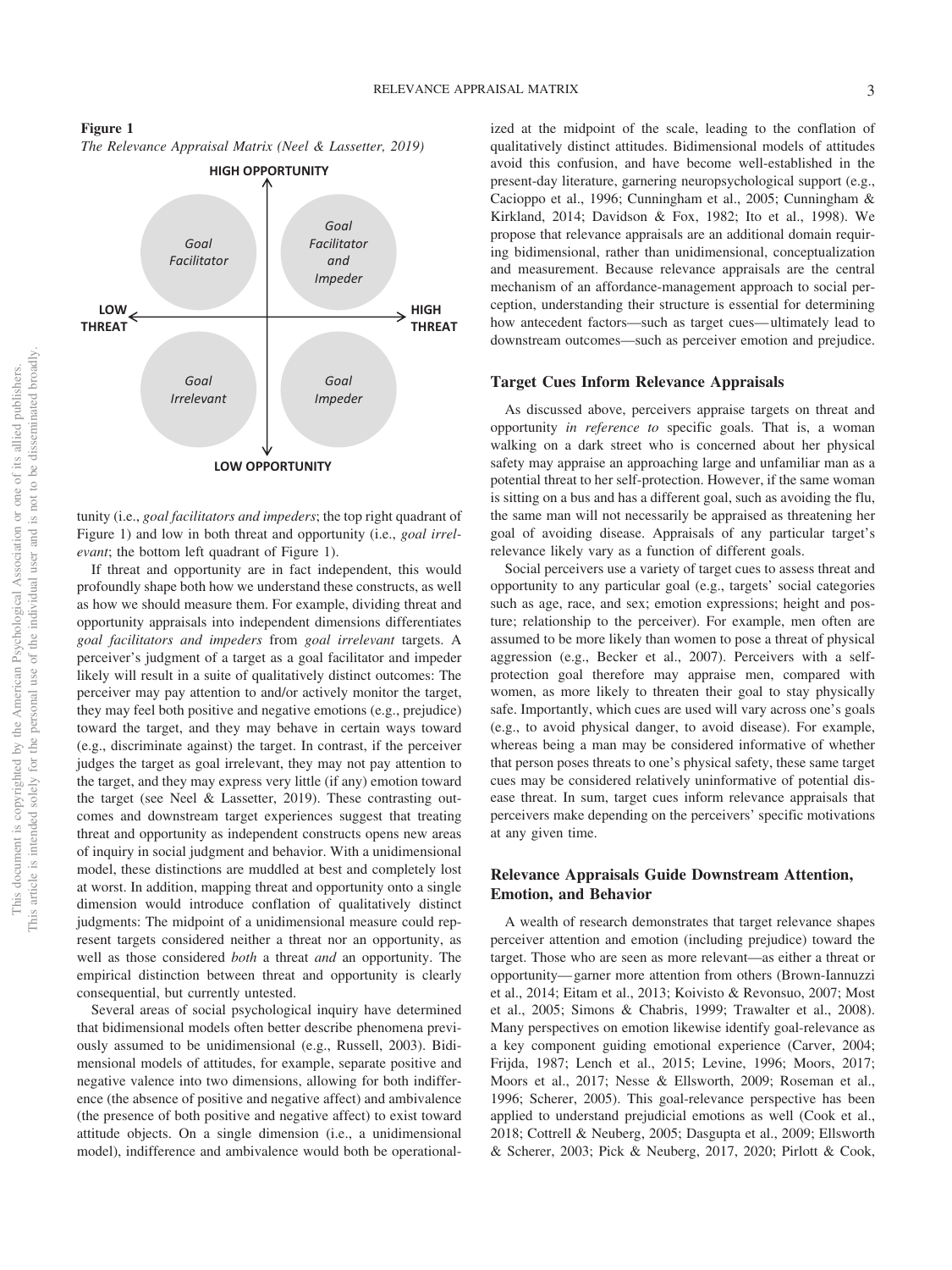**Figure 1**

*The Relevance Appraisal Matrix (Neel & Lassetter, 2019)*

HIGH OPPORTUNITY

LOW THREAT

HIGH THREAT

LOW OPPORTUNITY

*Goal Facilitator*

*Goal Facilitator and Impeder*

*Goal Irrelevant*

*Goal Impeder*

tunity (i.e., *goal facilitators and impeders*; the top right quadrant of Figure 1) and low in both threat and opportunity (i.e., *goal irrelevant*; the bottom left quadrant of Figure 1).

If threat and opportunity are in fact independent, this would profoundly shape both how we understand these constructs, as well as how we should measure them. For example, dividing threat and opportunity appraisals into independent dimensions differentiates *goal facilitators and impeders* from *goal irrelevant* targets. A perceiver's judgment of a target as a goal facilitator and impeder likely will result in a suite of qualitatively distinct outcomes: The perceiver may pay attention to and/or actively monitor the target, they may feel both positive and negative emotions (e.g., prejudice) toward the target, and they may behave in certain ways toward (e.g., discriminate against) the target. In contrast, if the perceiver judges the target as goal irrelevant, they may not pay attention to the target, and they may express very little (if any) emotion toward the target (see Neel & Lassetter, 2019). These contrasting outcomes and downstream target experiences suggest that treating threat and opportunity as independent constructs opens new areas of inquiry in social judgment and behavior. With a unidimensional model, these distinctions are muddled at best and completely lost at worst. In addition, mapping threat and opportunity onto a single dimension would introduce conflation of qualitatively distinct judgments: The midpoint of a unidimensional measure could represent targets considered neither a threat nor an opportunity, as well as those considered *both* a threat *and* an opportunity. The empirical distinction between threat and opportunity is clearly consequential, but currently untested.

Several areas of social psychological inquiry have determined that bidimensional models often better describe phenomena previously assumed to be unidimensional (e.g., Russell, 2003). Bidimensional models of attitudes, for example, separate positive and negative valence into two dimensions, allowing for both indifference (the absence of positive and negative affect) and ambivalence (the presence of both positive and negative affect) to exist toward attitude objects. On a single dimension (i.e., a unidimensional model), indifference and ambivalence would both be operationalized at the midpoint of the scale, leading to the conflation of qualitatively distinct attitudes. Bidimensional models of attitudes avoid this confusion, and have become well-established in the present-day literature, garnering neuropsychological support (e.g., Cacioppo et al., 1996; Cunningham et al., 2005; Cunningham & Kirkland, 2014; Davidson & Fox, 1982; Ito et al., 1998). We propose that relevance appraisals are an additional domain requiring bidimensional, rather than unidimensional, conceptualization and measurement. Because relevance appraisals are the central mechanism of an affordance-management approach to social perception, understanding their structure is essential for determining how antecedent factors—such as target cues—ultimately lead to downstream outcomes—such as perceiver emotion and prejudice.

## Target Cues Inform Relevance Appraisals

As discussed above, perceivers appraise targets on threat and opportunity *in reference to* specific goals. That is, a woman walking on a dark street who is concerned about her physical safety may appraise an approaching large and unfamiliar man as a potential threat to her self-protection. However, if the same woman is sitting on a bus and has a different goal, such as avoiding the flu, the same man will not necessarily be appraised as threatening her goal of avoiding disease. Appraisals of any particular target's relevance likely vary as a function of different goals.

Social perceivers use a variety of target cues to assess threat and opportunity to any particular goal (e.g., targets' social categories such as age, race, and sex; emotion expressions; height and posture; relationship to the perceiver). For example, men often are assumed to be more likely than women to pose a threat of physical aggression (e.g., Becker et al., 2007). Perceivers with a self-protection goal therefore may appraise men, compared with women, as more likely to threaten their goal to stay physically safe. Importantly, which cues are used will vary across one's goals (e.g., to avoid physical danger, to avoid disease). For example, whereas being a man may be considered informative of whether that person poses threats to one's physical safety, these same target cues may be considered relatively uninformative of potential disease threat. In sum, target cues inform relevance appraisals that perceivers make depending on the perceivers' specific motivations at any given time.

## Relevance Appraisals Guide Downstream Attention, Emotion, and Behavior

A wealth of research demonstrates that target relevance shapes perceiver attention and emotion (including prejudice) toward the target. Those who are seen as more relevant—as either a threat or opportunity—garner more attention from others (Brown-Iannuzzi et al., 2014; Eitam et al., 2013; Koivisto & Revonsuo, 2007; Most et al., 2005; Simons & Chabris, 1999; Trawalter et al., 2008). Many perspectives on emotion likewise identify goal-relevance as a key component guiding emotional experience (Carver, 2004; Frijda, 1987; Lench et al., 2015; Levine, 1996; Moors, 2017; Moors et al., 2017; Nesse & Ellsworth, 2009; Roseman et al., 1996; Scherer, 2005). This goal-relevance perspective has been applied to understand prejudicial emotions as well (Cook et al., 2018; Cottrell & Neuberg, 2005; Dasgupta et al., 2009; Ellsworth & Scherer, 2003; Pick & Neuberg, 2017, 2020; Pirlott & Cook,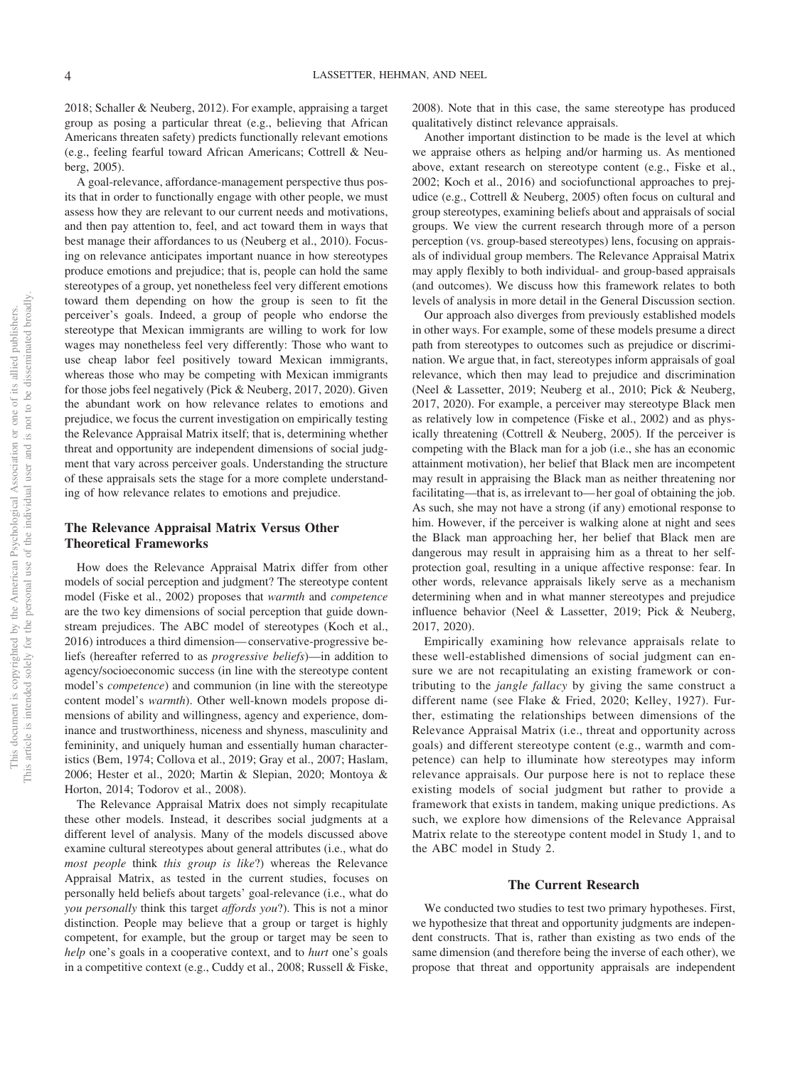2018; Schaller & Neuberg, 2012). For example, appraising a target group as posing a particular threat (e.g., believing that African Americans threaten safety) predicts functionally relevant emotions (e.g., feeling fearful toward African Americans; Cottrell & Neuberg, 2005).

A goal-relevance, affordance-management perspective thus posits that in order to functionally engage with other people, we must assess how they are relevant to our current needs and motivations, and then pay attention to, feel, and act toward them in ways that best manage their affordances to us (Neuberg et al., 2010). Focusing on relevance anticipates important nuance in how stereotypes produce emotions and prejudice; that is, people can hold the same stereotypes of a group, yet nonetheless feel very different emotions toward them depending on how the group is seen to fit the perceiver's goals. Indeed, a group of people who endorse the stereotype that Mexican immigrants are willing to work for low wages may nonetheless feel very differently: Those who want to use cheap labor feel positively toward Mexican immigrants, whereas those who may be competing with Mexican immigrants for those jobs feel negatively (Pick & Neuberg, 2017, 2020). Given the abundant work on how relevance relates to emotions and prejudice, we focus the current investigation on empirically testing the Relevance Appraisal Matrix itself; that is, determining whether threat and opportunity are independent dimensions of social judgment that vary across perceiver goals. Understanding the structure of these appraisals sets the stage for a more complete understanding of how relevance relates to emotions and prejudice.

## The Relevance Appraisal Matrix Versus Other Theoretical Frameworks

How does the Relevance Appraisal Matrix differ from other models of social perception and judgment? The stereotype content model (Fiske et al., 2002) proposes that *warmth* and *competence* are the two key dimensions of social perception that guide downstream prejudices. The ABC model of stereotypes (Koch et al., 2016) introduces a third dimension—conservative-progressive beliefs (hereafter referred to as *progressive beliefs*)—in addition to agency/socioeconomic success (in line with the stereotype content model's *competence*) and communion (in line with the stereotype content model's *warmth*). Other well-known models propose dimensions of ability and willingness, agency and experience, dominance and trustworthiness, niceness and shyness, masculinity and femininity, and uniquely human and essentially human characteristics (Bem, 1974; Collova et al., 2019; Gray et al., 2007; Haslam, 2006; Hester et al., 2020; Martin & Slepian, 2020; Montoya & Horton, 2014; Todorov et al., 2008).

The Relevance Appraisal Matrix does not simply recapitulate these other models. Instead, it describes social judgments at a different level of analysis. Many of the models discussed above examine cultural stereotypes about general attributes (i.e., what do *most people* think *this group is like*?) whereas the Relevance Appraisal Matrix, as tested in the current studies, focuses on personally held beliefs about targets' goal-relevance (i.e., what do *you personally* think this target *affords you*?). This is not a minor distinction. People may believe that a group or target is highly competent, for example, but the group or target may be seen to *help* one's goals in a cooperative context, and to *hurt* one's goals in a competitive context (e.g., Cuddy et al., 2008; Russell & Fiske, 2008). Note that in this case, the same stereotype has produced qualitatively distinct relevance appraisals.

Another important distinction to be made is the level at which we appraise others as helping and/or harming us. As mentioned above, extant research on stereotype content (e.g., Fiske et al., 2002; Koch et al., 2016) and sociofunctional approaches to prejudice (e.g., Cottrell & Neuberg, 2005) often focus on cultural and group stereotypes, examining beliefs about and appraisals of social groups. We view the current research through more of a person perception (vs. group-based stereotypes) lens, focusing on appraisals of individual group members. The Relevance Appraisal Matrix may apply flexibly to both individual- and group-based appraisals (and outcomes). We discuss how this framework relates to both levels of analysis in more detail in the General Discussion section.

Our approach also diverges from previously established models in other ways. For example, some of these models presume a direct path from stereotypes to outcomes such as prejudice or discrimination. We argue that, in fact, stereotypes inform appraisals of goal relevance, which then may lead to prejudice and discrimination (Neel & Lassetter, 2019; Neuberg et al., 2010; Pick & Neuberg, 2017, 2020). For example, a perceiver may stereotype Black men as relatively low in competence (Fiske et al., 2002) and as physically threatening (Cottrell & Neuberg, 2005). If the perceiver is competing with the Black man for a job (i.e., she has an economic attainment motivation), her belief that Black men are incompetent may result in appraising the Black man as neither threatening nor facilitating—that is, as irrelevant to—her goal of obtaining the job. As such, she may not have a strong (if any) emotional response to him. However, if the perceiver is walking alone at night and sees the Black man approaching her, her belief that Black men are dangerous may result in appraising him as a threat to her self-protection goal, resulting in a unique affective response: fear. In other words, relevance appraisals likely serve as a mechanism determining when and in what manner stereotypes and prejudice influence behavior (Neel & Lassetter, 2019; Pick & Neuberg, 2017, 2020).

Empirically examining how relevance appraisals relate to these well-established dimensions of social judgment can ensure we are not recapitulating an existing framework or contributing to the *jangle fallacy* by giving the same construct a different name (see Flake & Fried, 2020; Kelley, 1927). Further, estimating the relationships between dimensions of the Relevance Appraisal Matrix (i.e., threat and opportunity across goals) and different stereotype content (e.g., warmth and competence) can help to illuminate how stereotypes may inform relevance appraisals. Our purpose here is not to replace these existing models of social judgment but rather to provide a framework that exists in tandem, making unique predictions. As such, we explore how dimensions of the Relevance Appraisal Matrix relate to the stereotype content model in Study 1, and to the ABC model in Study 2.

## The Current Research

We conducted two studies to test two primary hypotheses. First, we hypothesize that threat and opportunity judgments are independent constructs. That is, rather than existing as two ends of the same dimension (and therefore being the inverse of each other), we propose that threat and opportunity appraisals are independent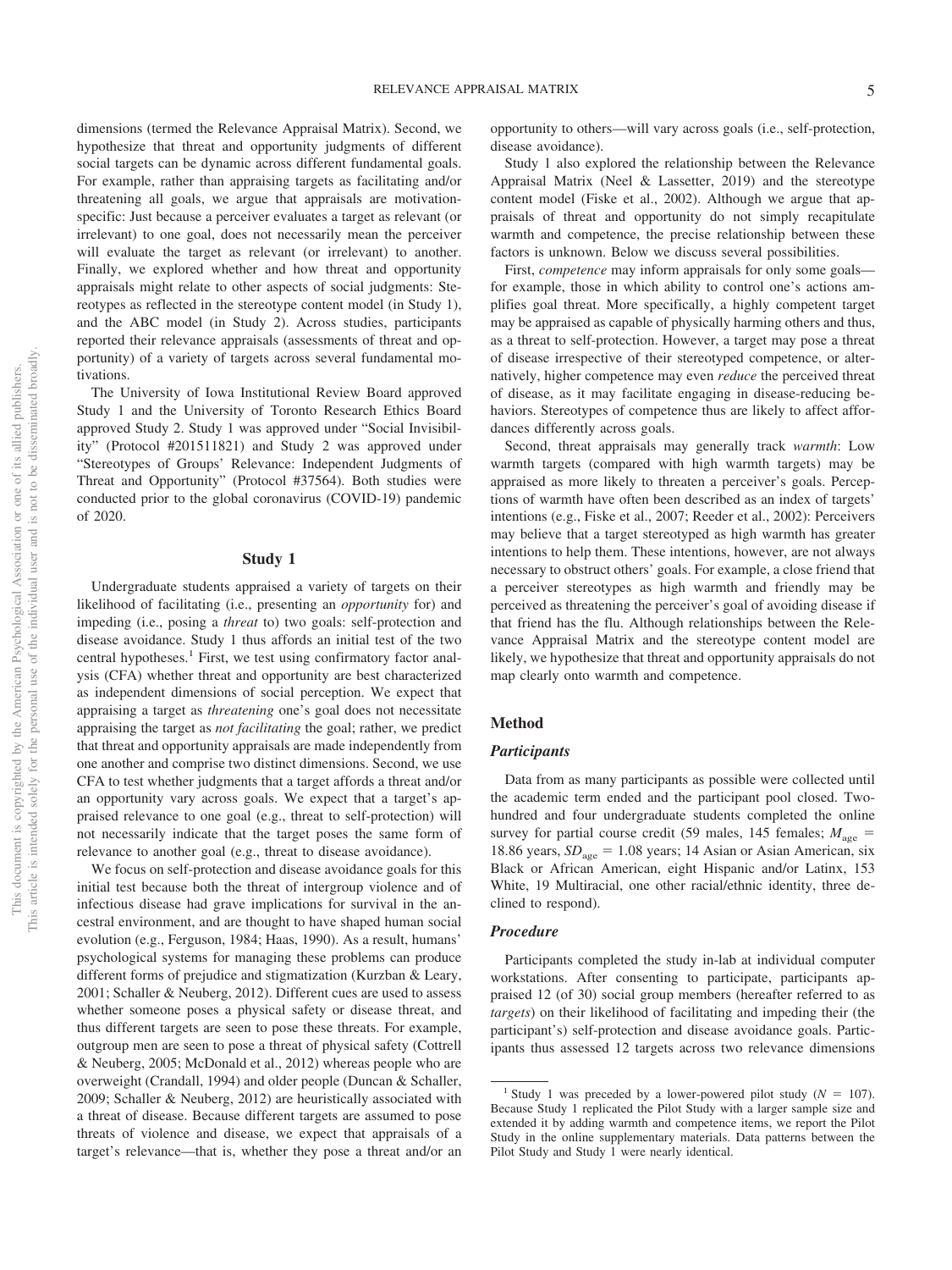dimensions (termed the Relevance Appraisal Matrix). Second, we hypothesize that threat and opportunity judgments of different social targets can be dynamic across different fundamental goals. For example, rather than appraising targets as facilitating and/or threatening all goals, we argue that appraisals are motivation-specific: Just because a perceiver evaluates a target as relevant (or irrelevant) to one goal, does not necessarily mean the perceiver will evaluate the target as relevant (or irrelevant) to another. Finally, we explored whether and how threat and opportunity appraisals might relate to other aspects of social judgments: Stereotypes as reflected in the stereotype content model (in Study 1), and the ABC model (in Study 2). Across studies, participants reported their relevance appraisals (assessments of threat and opportunity) of a variety of targets across several fundamental motivations.

The University of Iowa Institutional Review Board approved Study 1 and the University of Toronto Research Ethics Board approved Study 2. Study 1 was approved under "Social Invisibility" (Protocol #201511821) and Study 2 was approved under "Stereotypes of Groups' Relevance: Independent Judgments of Threat and Opportunity" (Protocol #37564). Both studies were conducted prior to the global coronavirus (COVID-19) pandemic of 2020.

## Study 1

Undergraduate students appraised a variety of targets on their likelihood of facilitating (i.e., presenting an *opportunity* for) and impeding (i.e., posing a *threat* to) two goals: self-protection and disease avoidance. Study 1 thus affords an initial test of the two central hypotheses.[1] First, we test using confirmatory factor analysis (CFA) whether threat and opportunity are best characterized as independent dimensions of social perception. We expect that appraising a target as *threatening* one's goal does not necessitate appraising the target as *not facilitating* the goal; rather, we predict that threat and opportunity appraisals are made independently from one another and comprise two distinct dimensions. Second, we use CFA to test whether judgments that a target affords a threat and/or an opportunity vary across goals. We expect that a target's appraised relevance to one goal (e.g., threat to self-protection) will not necessarily indicate that the target poses the same form of relevance to another goal (e.g., threat to disease avoidance).

We focus on self-protection and disease avoidance goals for this initial test because both the threat of intergroup violence and of infectious disease had grave implications for survival in the ancestral environment, and are thought to have shaped human social evolution (e.g., Ferguson, 1984; Haas, 1990). As a result, humans' psychological systems for managing these problems can produce different forms of prejudice and stigmatization (Kurzban & Leary, 2001; Schaller & Neuberg, 2012). Different cues are used to assess whether someone poses a physical safety or disease threat, and thus different targets are seen to pose these threats. For example, outgroup men are seen to pose a threat of physical safety (Cottrell & Neuberg, 2005; McDonald et al., 2012) whereas people who are overweight (Crandall, 1994) and older people (Duncan & Schaller, 2009; Schaller & Neuberg, 2012) are heuristically associated with a threat of disease. Because different targets are assumed to pose threats of violence and disease, we expect that appraisals of a target's relevance—that is, whether they pose a threat and/or an opportunity to others—will vary across goals (i.e., self-protection, disease avoidance).

Study 1 also explored the relationship between the Relevance Appraisal Matrix (Neel & Lassetter, 2019) and the stereotype content model (Fiske et al., 2002). Although we argue that appraisals of threat and opportunity do not simply recapitulate warmth and competence, the precise relationship between these factors is unknown. Below we discuss several possibilities.

First, *competence* may inform appraisals for only some goals—for example, those in which ability to control one's actions amplifies goal threat. More specifically, a highly competent target may be appraised as capable of physically harming others and thus, as a threat to self-protection. However, a target may pose a threat of disease irrespective of their stereotyped competence, or alternatively, higher competence may even *reduce* the perceived threat of disease, as it may facilitate engaging in disease-reducing behaviors. Stereotypes of competence thus are likely to affect affordances differently across goals.

Second, threat appraisals may generally track *warmth*: Low warmth targets (compared with high warmth targets) may be appraised as more likely to threaten a perceiver's goals. Perceptions of warmth have often been described as an index of targets' intentions (e.g., Fiske et al., 2007; Reeder et al., 2002): Perceivers may believe that a target stereotyped as high warmth has greater intentions to help them. These intentions, however, are not always necessary to obstruct others' goals. For example, a close friend that a perceiver stereotypes as high warmth and friendly may be perceived as threatening the perceiver's goal of avoiding disease if that friend has the flu. Although relationships between the Relevance Appraisal Matrix and the stereotype content model are likely, we hypothesize that threat and opportunity appraisals do not map clearly onto warmth and competence.

### Method

#### Participants

Data from as many participants as possible were collected until the academic term ended and the participant pool closed. Two-hundred and four undergraduate students completed the online survey for partial course credit (59 males, 145 females; $M_{\text{age}}$ = 18.86 years, $SD_{\text{age}}$ = 1.08 years; 14 Asian or Asian American, six Black or African American, eight Hispanic and/or Latinx, 153 White, 19 Multiracial, one other racial/ethnic identity, three declined to respond).

#### Procedure

Participants completed the study in-lab at individual computer workstations. After consenting to participate, participants appraised 12 (of 30) social group members (hereafter referred to as *targets*) on their likelihood of facilitating and impeding their (the participant's) self-protection and disease avoidance goals. Participants thus assessed 12 targets across two relevance dimensions

[1] Study 1 was preceded by a lower-powered pilot study ($N$ = 107). Because Study 1 replicated the Pilot Study with a larger sample size and extended it by adding warmth and competence items, we report the Pilot Study in the online supplementary materials. Data patterns between the Pilot Study and Study 1 were nearly identical.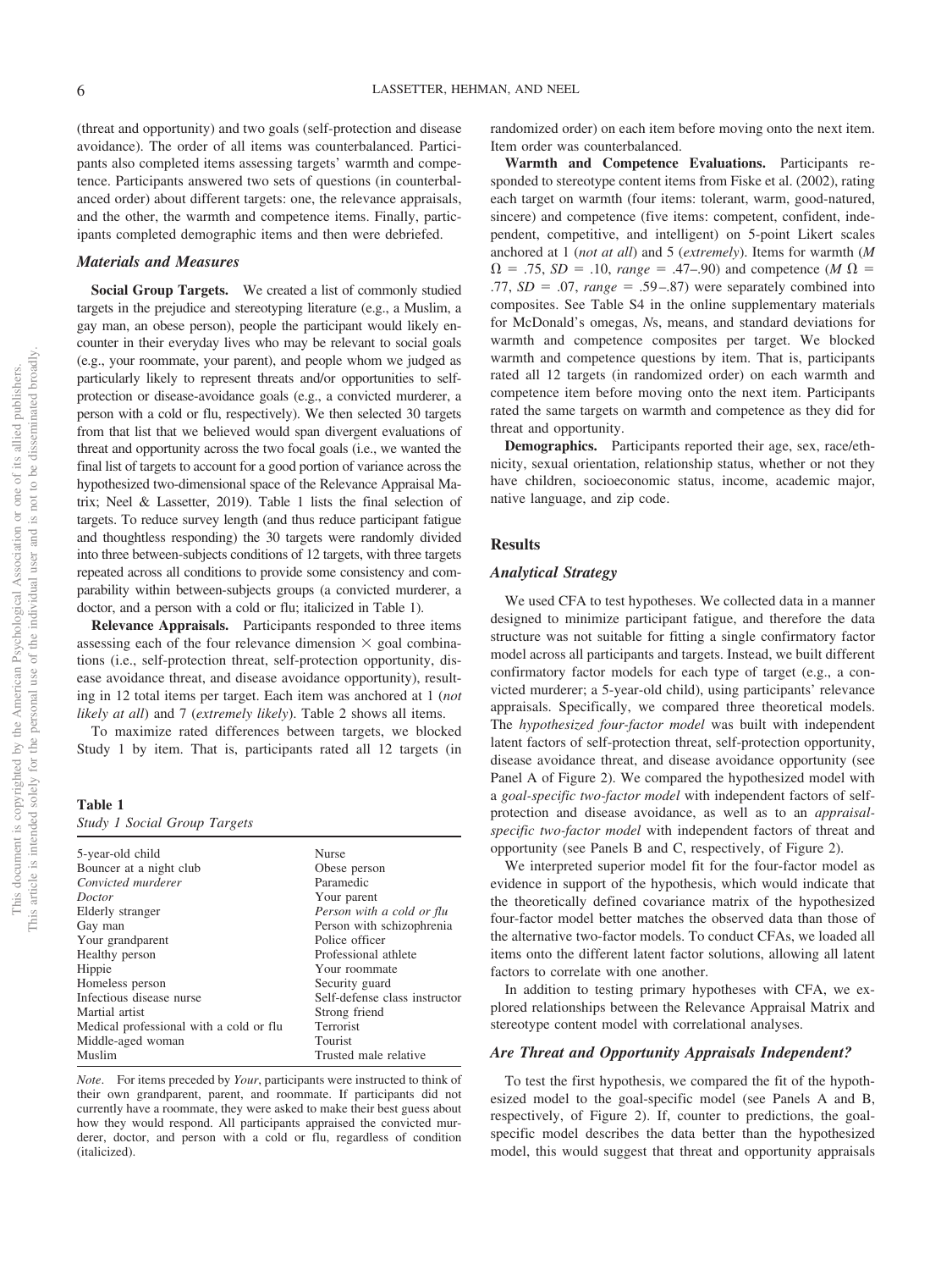(threat and opportunity) and two goals (self-protection and disease avoidance). The order of all items was counterbalanced. Participants also completed items assessing targets' warmth and competence. Participants answered two sets of questions (in counterbalanced order) about different targets: one, the relevance appraisals, and the other, the warmth and competence items. Finally, participants completed demographic items and then were debriefed.

### Materials and Measures

**Social Group Targets.** We created a list of commonly studied targets in the prejudice and stereotyping literature (e.g., a Muslim, a gay man, an obese person), people the participant would likely encounter in their everyday lives who may be relevant to social goals (e.g., your roommate, your parent), and people whom we judged as particularly likely to represent threats and/or opportunities to self-protection or disease-avoidance goals (e.g., a convicted murderer, a person with a cold or flu, respectively). We then selected 30 targets from that list that we believed would span divergent evaluations of threat and opportunity across the two focal goals (i.e., we wanted the final list of targets to account for a good portion of variance across the hypothesized two-dimensional space of the Relevance Appraisal Matrix; Neel & Lassetter, 2019). Table 1 lists the final selection of targets. To reduce survey length (and thus reduce participant fatigue and thoughtless responding) the 30 targets were randomly divided into three between-subjects conditions of 12 targets, with three targets repeated across all conditions to provide some consistency and comparability within between-subjects groups (a convicted murderer, a doctor, and a person with a cold or flu; italicized in Table 1).

**Relevance Appraisals.** Participants responded to three items assessing each of the four relevance dimension × goal combinations (i.e., self-protection threat, self-protection opportunity, disease avoidance threat, and disease avoidance opportunity), resulting in 12 total items per target. Each item was anchored at 1 (*not likely at all*) and 7 (*extremely likely*). Table 2 shows all items.

To maximize rated differences between targets, we blocked Study 1 by item. That is, participants rated all 12 targets (in randomized order) on each item before moving onto the next item. Item order was counterbalanced.

**Table 1**
*Study 1 Social Group Targets*

| | |
|---|---|
| 5-year-old child | Nurse |
| Bouncer at a night club | Obese person |
| *Convicted murderer* | Paramedic |
| *Doctor* | Your parent |
| Elderly stranger | *Person with a cold or flu* |
| Gay man | Person with schizophrenia |
| Your grandparent | Police officer |
| Healthy person | Professional athlete |
| Hippie | Your roommate |
| Homeless person | Security guard |
| Infectious disease nurse | Self-defense class instructor |
| Martial artist | Strong friend |
| Medical professional with a cold or flu | Terrorist |
| Middle-aged woman | Tourist |
| Muslim | Trusted male relative |

*Note*. For items preceded by *Your*, participants were instructed to think of their own grandparent, parent, and roommate. If participants did not currently have a roommate, they were asked to make their best guess about how they would respond. All participants appraised the convicted murderer, doctor, and person with a cold or flu, regardless of condition (italicized).

**Warmth and Competence Evaluations.** Participants responded to stereotype content items from Fiske et al. (2002), rating each target on warmth (four items: tolerant, warm, good-natured, sincere) and competence (five items: competent, confident, independent, competitive, and intelligent) on 5-point Likert scales anchored at 1 (*not at all*) and 5 (*extremely*). Items for warmth ($M$ $\Omega$ = .75, $SD$ = .10, *range* = .47–.90) and competence ($M$ $\Omega$ = .77, $SD$ = .07, *range* = .59–.87) were separately combined into composites. See Table S4 in the online supplementary materials for McDonald's omegas, $N$s, means, and standard deviations for warmth and competence composites per target. We blocked warmth and competence questions by item. That is, participants rated all 12 targets (in randomized order) on each warmth and competence item before moving onto the next item. Participants rated the same targets on warmth and competence as they did for threat and opportunity.

**Demographics.** Participants reported their age, sex, race/ethnicity, sexual orientation, relationship status, whether or not they have children, socioeconomic status, income, academic major, native language, and zip code.

## Results

### Analytical Strategy

We used CFA to test hypotheses. We collected data in a manner designed to minimize participant fatigue, and therefore the data structure was not suitable for fitting a single confirmatory factor model across all participants and targets. Instead, we built different confirmatory factor models for each type of target (e.g., a convicted murderer; a 5-year-old child), using participants' relevance appraisals. Specifically, we compared three theoretical models. The *hypothesized four-factor model* was built with independent latent factors of self-protection threat, self-protection opportunity, disease avoidance threat, and disease avoidance opportunity (see Panel A of Figure 2). We compared the hypothesized model with a *goal-specific two-factor model* with independent factors of self-protection and disease avoidance, as well as to an *appraisal-specific two-factor model* with independent factors of threat and opportunity (see Panels B and C, respectively, of Figure 2).

We interpreted superior model fit for the four-factor model as evidence in support of the hypothesis, which would indicate that the theoretically defined covariance matrix of the hypothesized four-factor model better matches the observed data than those of the alternative two-factor models. To conduct CFAs, we loaded all items onto the different latent factor solutions, allowing all latent factors to correlate with one another.

In addition to testing primary hypotheses with CFA, we explored relationships between the Relevance Appraisal Matrix and stereotype content model with correlational analyses.

### Are Threat and Opportunity Appraisals Independent?

To test the first hypothesis, we compared the fit of the hypothesized model to the goal-specific model (see Panels A and B, respectively, of Figure 2). If, counter to predictions, the goal-specific model describes the data better than the hypothesized model, this would suggest that threat and opportunity appraisals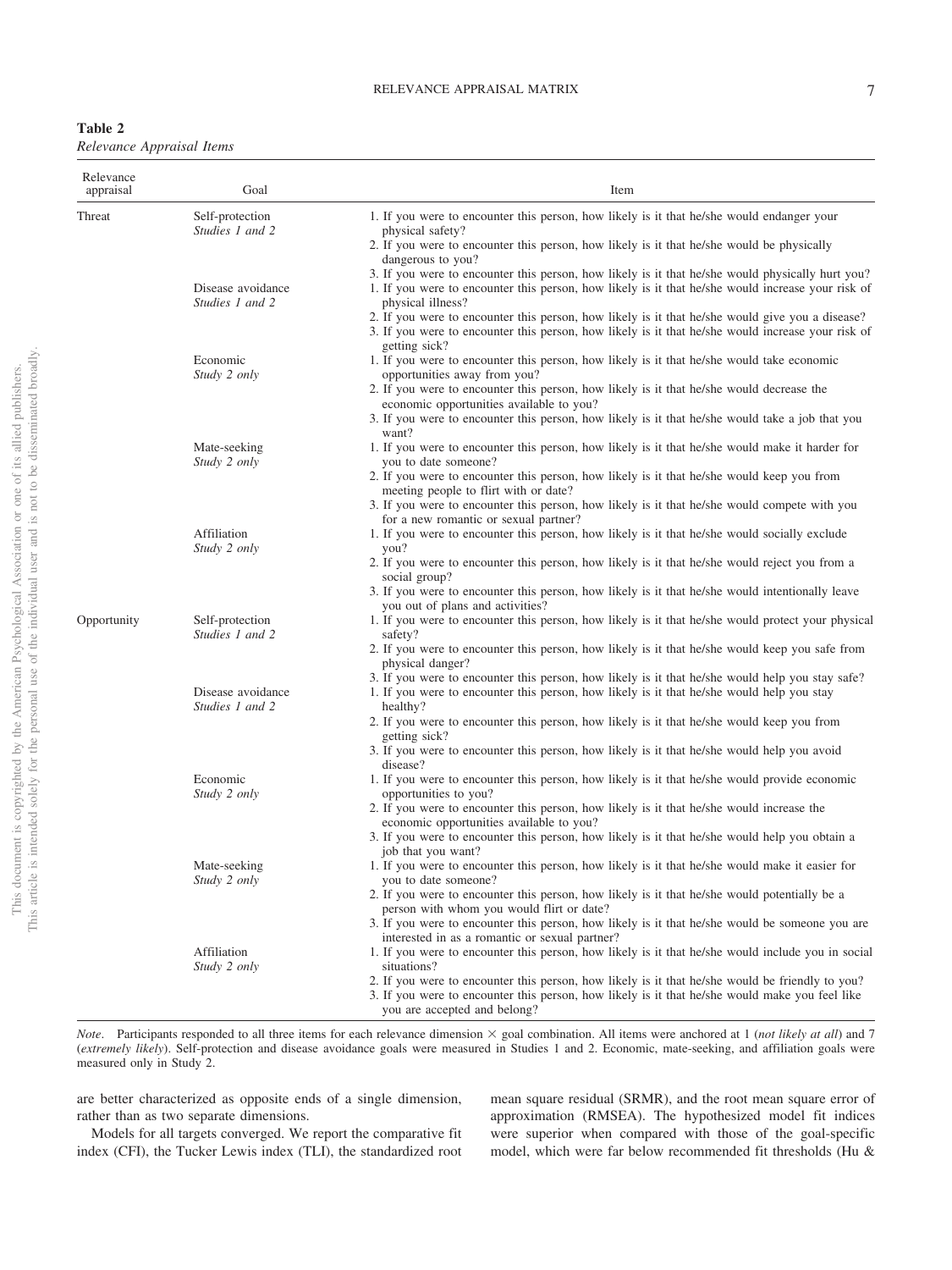**Table 2**
*Relevance Appraisal Items*

| Relevance appraisal | Goal | Item |
|---|---|---|
| Threat | Self-protection *Studies 1 and 2* | 1. If you were to encounter this person, how likely is it that he/she would endanger your physical safety? |
| | | 2. If you were to encounter this person, how likely is it that he/she would be physically dangerous to you? |
| | | 3. If you were to encounter this person, how likely is it that he/she would physically hurt you? |
| | Disease avoidance *Studies 1 and 2* | 1. If you were to encounter this person, how likely is it that he/she would increase your risk of physical illness? |
| | | 2. If you were to encounter this person, how likely is it that he/she would give you a disease? |
| | | 3. If you were to encounter this person, how likely is it that he/she would increase your risk of getting sick? |
| | Economic *Study 2 only* | 1. If you were to encounter this person, how likely is it that he/she would take economic opportunities away from you? |
| | | 2. If you were to encounter this person, how likely is it that he/she would decrease the economic opportunities available to you? |
| | | 3. If you were to encounter this person, how likely is it that he/she would take a job that you want? |
| | Mate-seeking *Study 2 only* | 1. If you were to encounter this person, how likely is it that he/she would make it harder for you to date someone? |
| | | 2. If you were to encounter this person, how likely is it that he/she would keep you from meeting people to flirt with or date? |
| | | 3. If you were to encounter this person, how likely is it that he/she would compete with you for a new romantic or sexual partner? |
| | Affiliation *Study 2 only* | 1. If you were to encounter this person, how likely is it that he/she would socially exclude you? |
| | | 2. If you were to encounter this person, how likely is it that he/she would reject you from a social group? |
| | | 3. If you were to encounter this person, how likely is it that he/she would intentionally leave you out of plans and activities? |
| Opportunity | Self-protection *Studies 1 and 2* | 1. If you were to encounter this person, how likely is it that he/she would protect your physical safety? |
| | | 2. If you were to encounter this person, how likely is it that he/she would keep you safe from physical danger? |
| | | 3. If you were to encounter this person, how likely is it that he/she would help you stay safe? |
| | Disease avoidance *Studies 1 and 2* | 1. If you were to encounter this person, how likely is it that he/she would help you stay healthy? |
| | | 2. If you were to encounter this person, how likely is it that he/she would keep you from getting sick? |
| | | 3. If you were to encounter this person, how likely is it that he/she would help you avoid disease? |
| | Economic *Study 2 only* | 1. If you were to encounter this person, how likely is it that he/she would provide economic opportunities to you? |
| | | 2. If you were to encounter this person, how likely is it that he/she would increase the economic opportunities available to you? |
| | | 3. If you were to encounter this person, how likely is it that he/she would help you obtain a job that you want? |
| | Mate-seeking *Study 2 only* | 1. If you were to encounter this person, how likely is it that he/she would make it easier for you to date someone? |
| | | 2. If you were to encounter this person, how likely is it that he/she would potentially be a person with whom you would flirt or date? |
| | | 3. If you were to encounter this person, how likely is it that he/she would be someone you are interested in as a romantic or sexual partner? |
| | Affiliation *Study 2 only* | 1. If you were to encounter this person, how likely is it that he/she would include you in social situations? |
| | | 2. If you were to encounter this person, how likely is it that he/she would be friendly to you? |
| | | 3. If you were to encounter this person, how likely is it that he/she would make you feel like you are accepted and belong? |

*Note*. Participants responded to all three items for each relevance dimension × goal combination. All items were anchored at 1 (*not likely at all*) and 7 (*extremely likely*). Self-protection and disease avoidance goals were measured in Studies 1 and 2. Economic, mate-seeking, and affiliation goals were measured only in Study 2.

are better characterized as opposite ends of a single dimension, rather than as two separate dimensions.

Models for all targets converged. We report the comparative fit index (CFI), the Tucker Lewis index (TLI), the standardized root mean square residual (SRMR), and the root mean square error of approximation (RMSEA). The hypothesized model fit indices were superior when compared with those of the goal-specific model, which were far below recommended fit thresholds (Hu &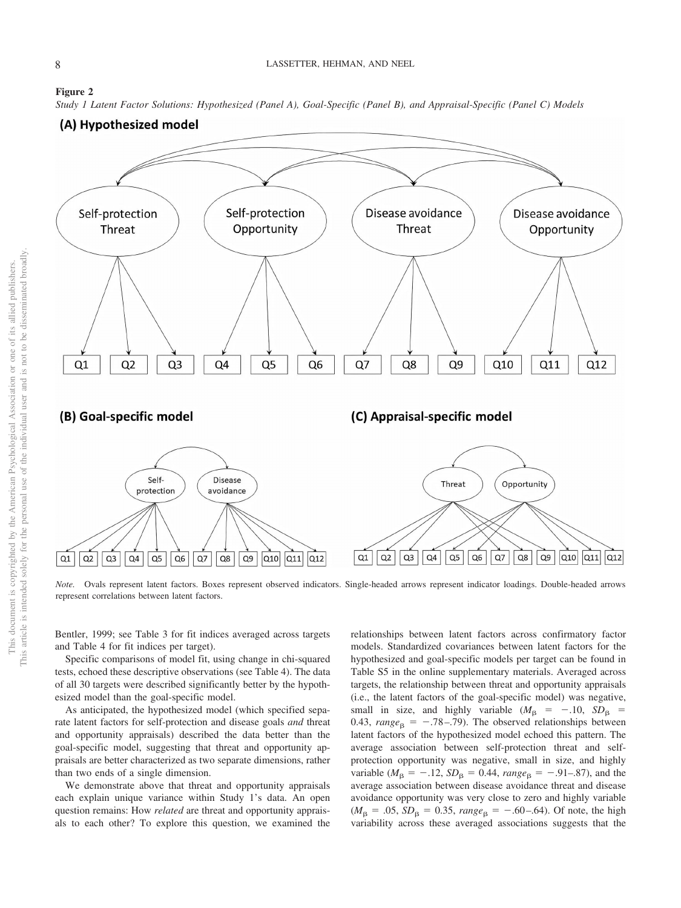**Figure 2**

*Study 1 Latent Factor Solutions: Hypothesized (Panel A), Goal-Specific (Panel B), and Appraisal-Specific (Panel C) Models*

*Note.* Ovals represent latent factors. Boxes represent observed indicators. Single-headed arrows represent indicator loadings. Double-headed arrows represent correlations between latent factors.

Bentler, 1999; see Table 3 for fit indices averaged across targets and Table 4 for fit indices per target).

Specific comparisons of model fit, using change in chi-squared tests, echoed these descriptive observations (see Table 4). The data of all 30 targets were described significantly better by the hypothesized model than the goal-specific model.

As anticipated, the hypothesized model (which specified separate latent factors for self-protection and disease goals *and* threat and opportunity appraisals) described the data better than the goal-specific model, suggesting that threat and opportunity appraisals are better characterized as two separate dimensions, rather than two ends of a single dimension.

We demonstrate above that threat and opportunity appraisals each explain unique variance within Study 1's data. An open question remains: How *related* are threat and opportunity appraisals to each other? To explore this question, we examined the relationships between latent factors across confirmatory factor models. Standardized covariances between latent factors for the hypothesized and goal-specific models per target can be found in Table S5 in the online supplementary materials. Averaged across targets, the relationship between threat and opportunity appraisals (i.e., the latent factors of the goal-specific model) was negative, small in size, and highly variable ($M_{\beta} = -.10$, $SD_{\beta} = 0.43$, $range_{\beta} = -.78$–$.79$). The observed relationships between latent factors of the hypothesized model echoed this pattern. The average association between self-protection threat and self-protection opportunity was negative, small in size, and highly variable ($M_{\beta} = -.12$, $SD_{\beta} = 0.44$, $range_{\beta} = -.91$–$.87$), and the average association between disease avoidance threat and disease avoidance opportunity was very close to zero and highly variable ($M_{\beta} = .05$, $SD_{\beta} = 0.35$, $range_{\beta} = -.60$–$.64$). Of note, the high variability across these averaged associations suggests that the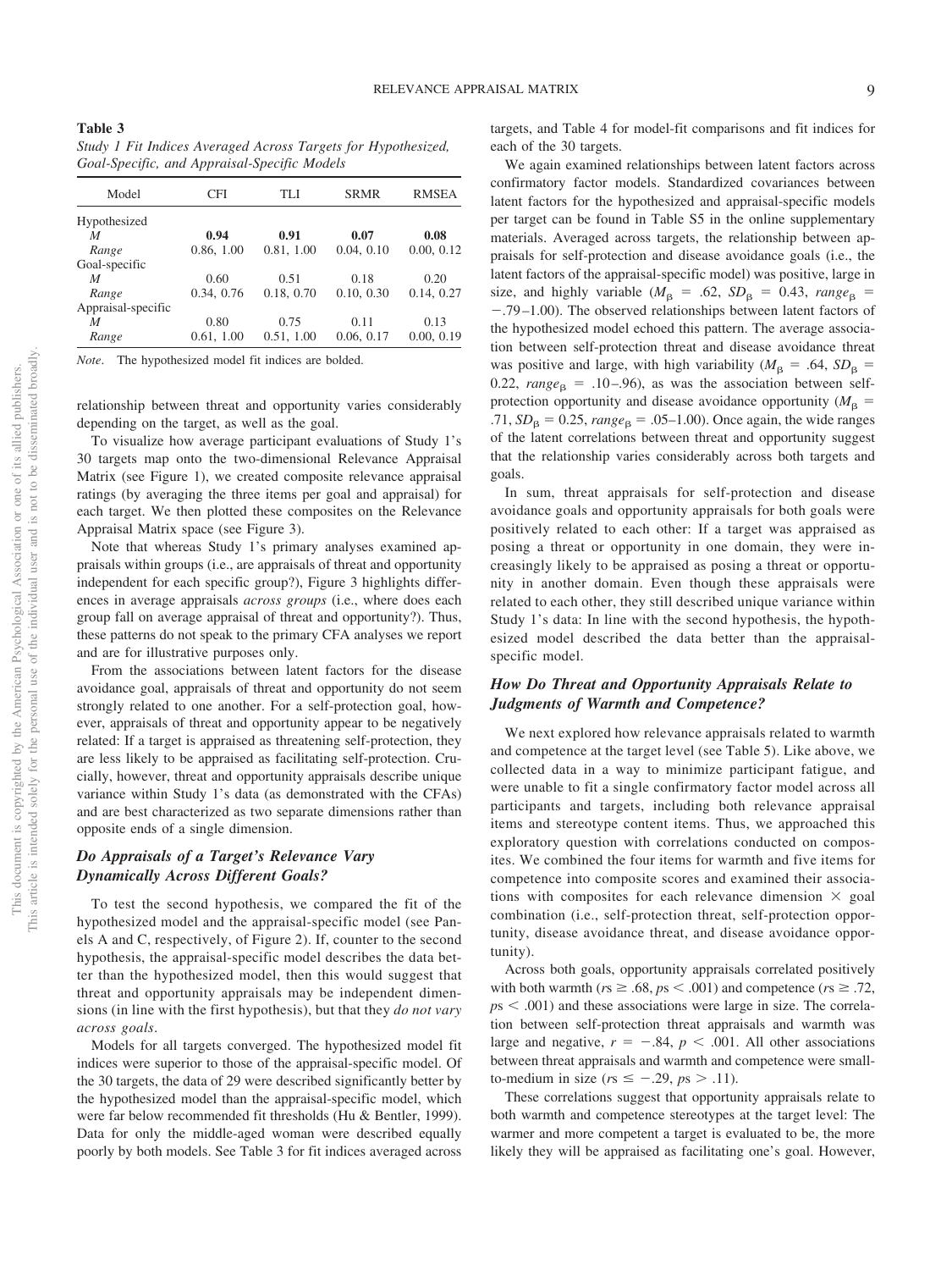**Table 3**
*Study 1 Fit Indices Averaged Across Targets for Hypothesized, Goal-Specific, and Appraisal-Specific Models*

| Model | CFI | TLI | SRMR | RMSEA |
|---|---|---|---|---|
| Hypothesized | | | | |
| *M* | **0.94** | **0.91** | **0.07** | **0.08** |
| *Range* | 0.86, 1.00 | 0.81, 1.00 | 0.04, 0.10 | 0.00, 0.12 |
| Goal-specific | | | | |
| *M* | 0.60 | 0.51 | 0.18 | 0.20 |
| *Range* | 0.34, 0.76 | 0.18, 0.70 | 0.10, 0.30 | 0.14, 0.27 |
| Appraisal-specific | | | | |
| *M* | 0.80 | 0.75 | 0.11 | 0.13 |
| *Range* | 0.61, 1.00 | 0.51, 1.00 | 0.06, 0.17 | 0.00, 0.19 |

*Note*. The hypothesized model fit indices are bolded.

relationship between threat and opportunity varies considerably depending on the target, as well as the goal.

To visualize how average participant evaluations of Study 1's 30 targets map onto the two-dimensional Relevance Appraisal Matrix (see Figure 1), we created composite relevance appraisal ratings (by averaging the three items per goal and appraisal) for each target. We then plotted these composites on the Relevance Appraisal Matrix space (see Figure 3).

Note that whereas Study 1's primary analyses examined appraisals within groups (i.e., are appraisals of threat and opportunity independent for each specific group?), Figure 3 highlights differences in average appraisals *across groups* (i.e., where does each group fall on average appraisal of threat and opportunity?). Thus, these patterns do not speak to the primary CFA analyses we report and are for illustrative purposes only.

From the associations between latent factors for the disease avoidance goal, appraisals of threat and opportunity do not seem strongly related to one another. For a self-protection goal, however, appraisals of threat and opportunity appear to be negatively related: If a target is appraised as threatening self-protection, they are less likely to be appraised as facilitating self-protection. Crucially, however, threat and opportunity appraisals describe unique variance within Study 1's data (as demonstrated with the CFAs) and are best characterized as two separate dimensions rather than opposite ends of a single dimension.

## *Do Appraisals of a Target's Relevance Vary Dynamically Across Different Goals?*

To test the second hypothesis, we compared the fit of the hypothesized model and the appraisal-specific model (see Panels A and C, respectively, of Figure 2). If, counter to the second hypothesis, the appraisal-specific model describes the data better than the hypothesized model, then this would suggest that threat and opportunity appraisals may be independent dimensions (in line with the first hypothesis), but that they *do not vary across goals*.

Models for all targets converged. The hypothesized model fit indices were superior to those of the appraisal-specific model. Of the 30 targets, the data of 29 were described significantly better by the hypothesized model than the appraisal-specific model, which were far below recommended fit thresholds (Hu & Bentler, 1999). Data for only the middle-aged woman were described equally poorly by both models. See Table 3 for fit indices averaged across targets, and Table 4 for model-fit comparisons and fit indices for each of the 30 targets.

We again examined relationships between latent factors across confirmatory factor models. Standardized covariances between latent factors for the hypothesized and appraisal-specific models per target can be found in Table S5 in the online supplementary materials. Averaged across targets, the relationship between appraisals for self-protection and disease avoidance goals (i.e., the latent factors of the appraisal-specific model) was positive, large in size, and highly variable ($M_{\beta}$ = .62, $SD_{\beta}$ = 0.43, $range_{\beta}$ = −.79–1.00). The observed relationships between latent factors of the hypothesized model echoed this pattern. The average association between self-protection threat and disease avoidance threat was positive and large, with high variability ($M_{\beta}$ = .64, $SD_{\beta}$ = 0.22, $range_{\beta}$ = .10–.96), as was the association between self-protection opportunity and disease avoidance opportunity ($M_{\beta}$ = .71, $SD_{\beta}$ = 0.25, $range_{\beta}$ = .05–1.00). Once again, the wide ranges of the latent correlations between threat and opportunity suggest that the relationship varies considerably across both targets and goals.

In sum, threat appraisals for self-protection and disease avoidance goals and opportunity appraisals for both goals were positively related to each other: If a target was appraised as posing a threat or opportunity in one domain, they were increasingly likely to be appraised as posing a threat or opportunity in another domain. Even though these appraisals were related to each other, they still described unique variance within Study 1's data: In line with the second hypothesis, the hypothesized model described the data better than the appraisal-specific model.

## *How Do Threat and Opportunity Appraisals Relate to Judgments of Warmth and Competence?*

We next explored how relevance appraisals related to warmth and competence at the target level (see Table 5). Like above, we collected data in a way to minimize participant fatigue, and were unable to fit a single confirmatory factor model across all participants and targets, including both relevance appraisal items and stereotype content items. Thus, we approached this exploratory question with correlations conducted on composites. We combined the four items for warmth and five items for competence into composite scores and examined their associations with composites for each relevance dimension × goal combination (i.e., self-protection threat, self-protection opportunity, disease avoidance threat, and disease avoidance opportunity).

Across both goals, opportunity appraisals correlated positively with both warmth ($r$s ≥ .68, $p$s < .001) and competence ($r$s ≥ .72, $p$s < .001) and these associations were large in size. The correlation between self-protection threat appraisals and warmth was large and negative, $r$ = −.84, $p$ < .001. All other associations between threat appraisals and warmth and competence were small-to-medium in size ($r$s ≤ −.29, $p$s > .11).

These correlations suggest that opportunity appraisals relate to both warmth and competence stereotypes at the target level: The warmer and more competent a target is evaluated to be, the more likely they will be appraised as facilitating one's goal. However,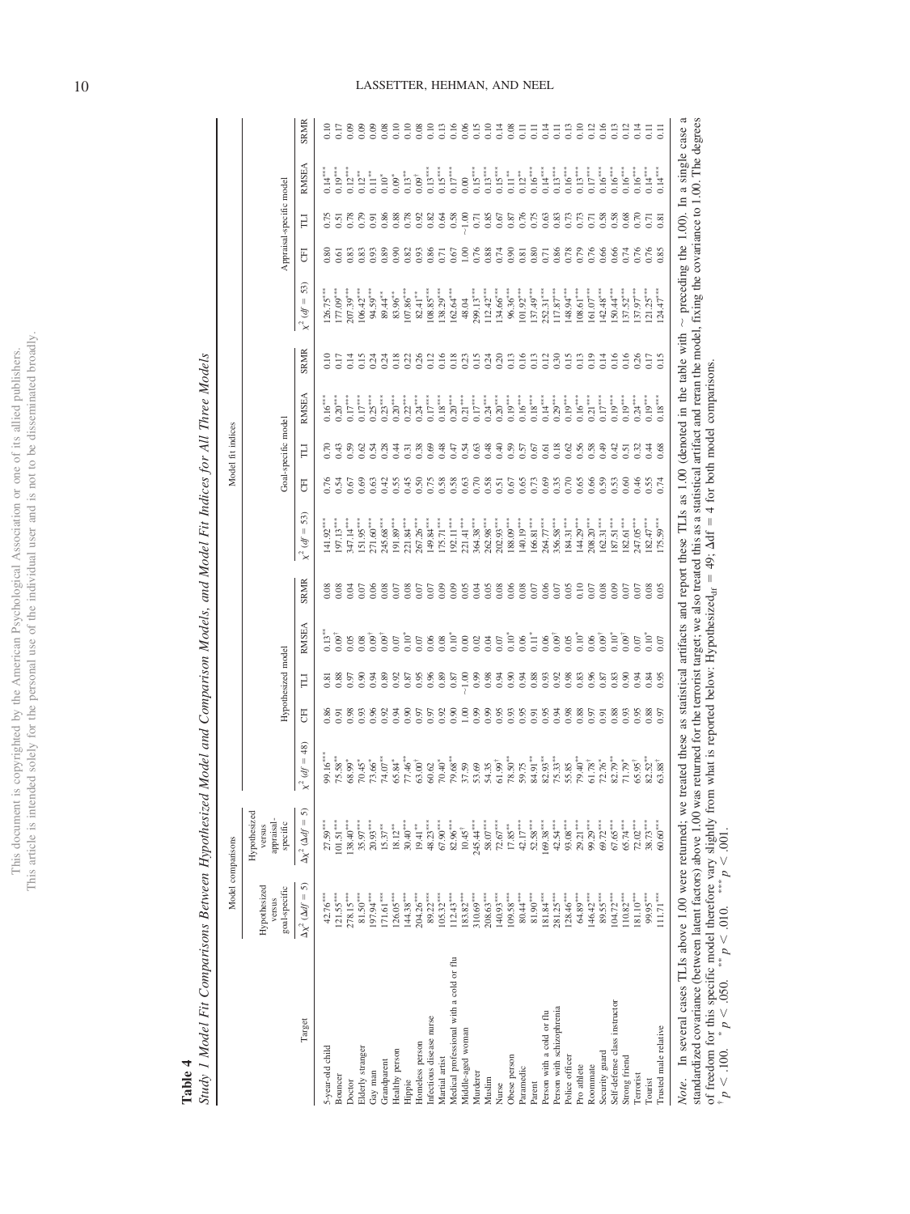**Table 4**

*Study 1 Model Fit Comparisons Between Hypothesized Model and Comparison Models, and Model Fit Indices for All Three Models*

| Target | Model comparisons | | Model fit indices | | | | | | | | | | | | | | |
|---|---|---|---|---|---|---|---|---|---|---|---|---|---|---|---|---|---|
| | Hypothesized versus goal-specific | Hypothesized versus appraisal-specific | Hypothesized model | | | | | Goal-specific model | | | | | Appraisal-specific model | | | | |
| | $\Delta\chi^2$ ($\Delta df = 5$) | $\Delta\chi^2$ ($\Delta df = 5$) | $\chi^2$ ($df = 48$) | CFI | TLI | RMSEA | SRMR | $\chi^2$ ($df = 53$) | CFI | TLI | RMSEA | SRMR | $\chi^2$ ($df = 53$) | CFI | TLI | RMSEA | SRMR |
| 5-year-old child | 42.76*** | 27.59*** | 99.16*** | 0.86 | 0.81 | 0.13** | 0.08 | 141.92*** | 0.76 | 0.70 | 0.16*** | 0.10 | 126.75*** | 0.80 | 0.75 | 0.14*** | 0.10 |
| Bouncer | 121.55*** | 101.51*** | 75.58** | 0.91 | 0.88 | 0.09† | 0.08 | 197.13*** | 0.54 | 0.43 | 0.20*** | 0.17 | 177.09*** | 0.61 | 0.51 | 0.19*** | 0.17 |
| Doctor | 278.15*** | 138.40*** | 68.99* | 0.98 | 0.97 | 0.05 | 0.04 | 347.14*** | 0.67 | 0.59 | 0.17*** | 0.14 | 207.39*** | 0.83 | 0.78 | 0.12*** | 0.09 |
| Elderly stranger | 81.50*** | 35.97*** | 70.45* | 0.93 | 0.90 | 0.08 | 0.07 | 151.95*** | 0.69 | 0.62 | 0.17*** | 0.15 | 106.42*** | 0.83 | 0.79 | 0.12** | 0.09 |
| Gay man | 197.94*** | 20.93*** | 73.66* | 0.96 | 0.94 | 0.09† | 0.06 | 271.60*** | 0.63 | 0.54 | 0.25*** | 0.24 | 94.59*** | 0.93 | 0.91 | 0.11** | 0.09 |
| Grandparent | 171.61*** | 15.37** | 74.07** | 0.92 | 0.89 | 0.09† | 0.08 | 245.68*** | 0.42 | 0.28 | 0.23*** | 0.24 | 89.44** | 0.89 | 0.86 | 0.10* | 0.08 |
| Healthy person | 126.05*** | 18.12** | 65.84* | 0.94 | 0.92 | 0.07 | 0.07 | 191.89*** | 0.55 | 0.44 | 0.20*** | 0.18 | 83.96** | 0.90 | 0.88 | 0.09* | 0.10 |
| Hippie | 144.38*** | 30.40*** | 77.46** | 0.90 | 0.87 | 0.10* | 0.08 | 221.84*** | 0.45 | 0.31 | 0.22*** | 0.22 | 107.86*** | 0.82 | 0.78 | 0.13** | 0.10 |
| Homeless person | 204.26*** | 19.41** | 63.00† | 0.97 | 0.95 | 0.07 | 0.07 | 267.26*** | 0.50 | 0.38 | 0.24*** | 0.26 | 82.41** | 0.93 | 0.92 | 0.09† | 0.08 |
| Infectious disease nurse | 89.23*** | 48.23*** | 60.62 | 0.97 | 0.96 | 0.06 | 0.07 | 149.84*** | 0.75 | 0.69 | 0.17*** | 0.12 | 108.85*** | 0.86 | 0.82 | 0.13*** | 0.10 |
| Martial artist | 105.32*** | 67.90*** | 70.40* | 0.92 | 0.89 | 0.08 | 0.09 | 175.71*** | 0.58 | 0.48 | 0.18*** | 0.16 | 138.29*** | 0.71 | 0.64 | 0.15*** | 0.13 |
| Medical professional with a cold or flu | 112.43*** | 82.96*** | 79.68** | 0.90 | 0.87 | 0.10* | 0.09 | 192.11*** | 0.58 | 0.47 | 0.20*** | 0.18 | 162.64*** | 0.67 | 0.58 | 0.17*** | 0.16 |
| Middle-aged woman | 183.82*** | 10.45† | 37.59 | 1.00 | ~1.00 | 0.00 | 0.05 | 221.41*** | 0.63 | 0.54 | 0.21*** | 0.23 | 48.04 | 1.00 | ~1.00 | 0.00 | 0.06 |
| Murderer | 310.69*** | 245.44*** | 53.69 | 0.99 | 0.99 | 0.02 | 0.04 | 364.38*** | 0.70 | 0.63 | 0.17*** | 0.15 | 299.13*** | 0.76 | 0.71 | 0.15*** | 0.15 |
| Muslim | 208.63*** | 58.07*** | 54.35 | 0.99 | 0.98 | 0.04 | 0.05 | 262.98*** | 0.58 | 0.48 | 0.24*** | 0.24 | 112.42*** | 0.88 | 0.85 | 0.13*** | 0.10 |
| Nurse | 140.93*** | 72.67*** | 61.99† | 0.95 | 0.94 | 0.07 | 0.08 | 202.93*** | 0.51 | 0.40 | 0.20*** | 0.20 | 134.66*** | 0.74 | 0.67 | 0.15*** | 0.14 |
| Obese person | 109.58*** | 17.85** | 78.50** | 0.93 | 0.90 | 0.10* | 0.06 | 188.09*** | 0.67 | 0.59 | 0.19*** | 0.13 | 96.36*** | 0.90 | 0.87 | 0.11** | 0.08 |
| Paramedic | 80.44*** | 42.17*** | 59.75 | 0.95 | 0.94 | 0.06 | 0.08 | 140.19*** | 0.65 | 0.57 | 0.16*** | 0.16 | 101.92*** | 0.81 | 0.76 | 0.12** | 0.11 |
| Parent | 81.90*** | 52.58*** | 84.91** | 0.91 | 0.88 | 0.11* | 0.07 | 166.81*** | 0.73 | 0.67 | 0.18*** | 0.13 | 137.49*** | 0.80 | 0.75 | 0.16*** | 0.11 |
| Person with a cold or flu | 181.84*** | 169.38*** | 82.93** | 0.95 | 0.93 | 0.06 | 0.06 | 264.77*** | 0.69 | 0.61 | 0.14*** | 0.12 | 252.31*** | 0.71 | 0.63 | 0.14*** | 0.14 |
| Person with schizophrenia | 281.25*** | 42.54*** | 75.33** | 0.94 | 0.92 | 0.09† | 0.07 | 356.58*** | 0.35 | 0.18 | 0.29*** | 0.30 | 117.87*** | 0.86 | 0.83 | 0.13*** | 0.11 |
| Police officer | 128.46*** | 93.08*** | 55.85 | 0.98 | 0.98 | 0.05 | 0.05 | 184.31*** | 0.70 | 0.62 | 0.19*** | 0.15 | 148.94*** | 0.78 | 0.73 | 0.16*** | 0.13 |
| Pro athlete | 64.89*** | 29.21*** | 79.40** | 0.88 | 0.83 | 0.10* | 0.10 | 144.29*** | 0.65 | 0.56 | 0.16*** | 0.13 | 108.61*** | 0.79 | 0.73 | 0.13*** | 0.10 |
| Roommate | 146.42*** | 99.29*** | 61.78† | 0.97 | 0.96 | 0.06 | 0.07 | 208.20*** | 0.66 | 0.58 | 0.21*** | 0.19 | 161.07*** | 0.76 | 0.71 | 0.17*** | 0.12 |
| Security guard | 89.55*** | 69.72*** | 72.76* | 0.91 | 0.87 | 0.09† | 0.08 | 162.31*** | 0.59 | 0.49 | 0.17*** | 0.14 | 142.48*** | 0.66 | 0.58 | 0.16*** | 0.16 |
| Self-defense class instructor | 104.72*** | 67.65*** | 82.79** | 0.88 | 0.83 | 0.10* | 0.09 | 187.51*** | 0.53 | 0.42 | 0.19*** | 0.16 | 150.44*** | 0.66 | 0.58 | 0.16*** | 0.13 |
| Strong friend | 110.82*** | 65.74*** | 71.79* | 0.93 | 0.90 | 0.09† | 0.07 | 182.61*** | 0.60 | 0.51 | 0.19*** | 0.16 | 137.52*** | 0.74 | 0.68 | 0.16*** | 0.12 |
| Terrorist | 181.10*** | 72.02*** | 65.95* | 0.95 | 0.94 | 0.07 | 0.07 | 247.05*** | 0.46 | 0.32 | 0.24*** | 0.26 | 137.97*** | 0.76 | 0.70 | 0.16*** | 0.14 |
| Tourist | 99.95*** | 38.73*** | 82.52** | 0.88 | 0.84 | 0.10* | 0.08 | 182.47*** | 0.55 | 0.44 | 0.19*** | 0.17 | 121.25*** | 0.76 | 0.71 | 0.14*** | 0.11 |
| Trusted male relative | 111.71*** | 60.60*** | 63.88† | 0.97 | 0.95 | 0.07 | 0.05 | 175.59*** | 0.74 | 0.68 | 0.18*** | 0.15 | 124.47*** | 0.85 | 0.81 | 0.14*** | 0.11 |

*Note.* In several cases TLIs above 1.00 were returned; we treated these as statistical artifacts and report these TLIs as 1.00 (denoted in the table with ~ preceding the 1.00). In a single case a standardized covariance (between latent factors) above 1.00 was returned for the terrorist target; we also treated this as a statistical artifact and reran the model, fixing the covariance to 1.00. The degrees of freedom for this specific model therefore vary slightly from what is reported below: Hypothesized$_{df}$ = 49; $\Delta$df = 4 for both model comparisons.
† $p < .100$. * $p < .050$. ** $p < .010$. *** $p < .001$.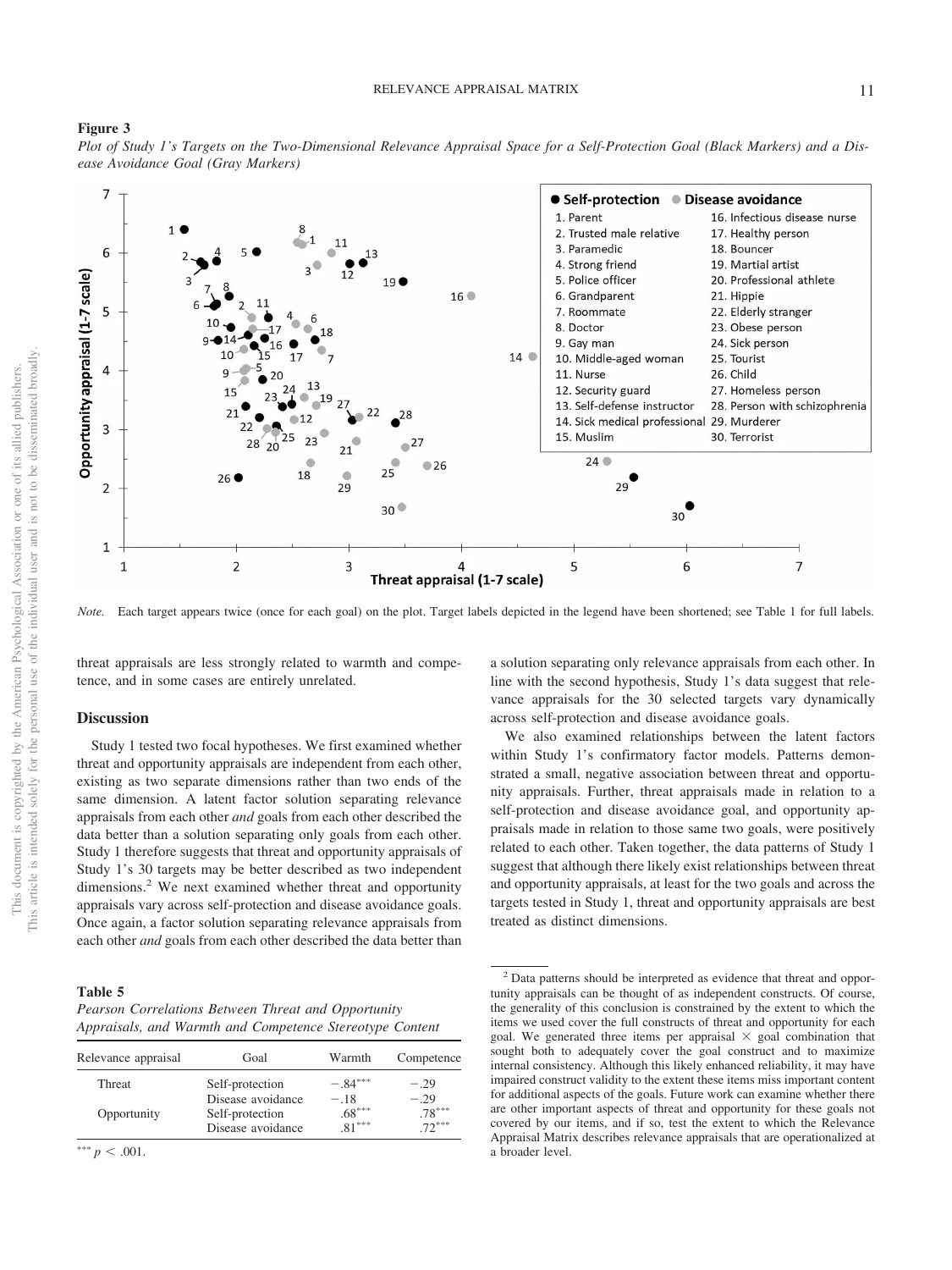**Figure 3**

*Plot of Study 1's Targets on the Two-Dimensional Relevance Appraisal Space for a Self-Protection Goal (Black Markers) and a Disease Avoidance Goal (Gray Markers)*

*Note.* Each target appears twice (once for each goal) on the plot. Target labels depicted in the legend have been shortened; see Table 1 for full labels.

threat appraisals are less strongly related to warmth and competence, and in some cases are entirely unrelated.

## Discussion

Study 1 tested two focal hypotheses. We first examined whether threat and opportunity appraisals are independent from each other, existing as two separate dimensions rather than two ends of the same dimension. A latent factor solution separating relevance appraisals from each other *and* goals from each other described the data better than a solution separating only goals from each other. Study 1 therefore suggests that threat and opportunity appraisals of Study 1's 30 targets may be better described as two independent dimensions.[2] We next examined whether threat and opportunity appraisals vary across self-protection and disease avoidance goals. Once again, a factor solution separating relevance appraisals from each other *and* goals from each other described the data better than a solution separating only relevance appraisals from each other. In line with the second hypothesis, Study 1's data suggest that relevance appraisals for the 30 selected targets vary dynamically across self-protection and disease avoidance goals.

We also examined relationships between the latent factors within Study 1's confirmatory factor models. Patterns demonstrated a small, negative association between threat and opportunity appraisals. Further, threat appraisals made in relation to a self-protection and disease avoidance goal, and opportunity appraisals made in relation to those same two goals, were positively related to each other. Taken together, the data patterns of Study 1 suggest that although there likely exist relationships between threat and opportunity appraisals, at least for the two goals and across the targets tested in Study 1, threat and opportunity appraisals are best treated as distinct dimensions.

**Table 5**

*Pearson Correlations Between Threat and Opportunity Appraisals, and Warmth and Competence Stereotype Content*

| Relevance appraisal | Goal | Warmth | Competence |
|---|---|---|---|
| Threat | Self-protection | $-.84^{***}$ | $-.29$ |
| | Disease avoidance | $-.18$ | $-.29$ |
| Opportunity | Self-protection | $.68^{***}$ | $.78^{***}$ |
| | Disease avoidance | $.81^{***}$ | $.72^{***}$ |

$^{***}$ $p < .001$.

[2] Data patterns should be interpreted as evidence that threat and opportunity appraisals can be thought of as independent constructs. Of course, the generality of this conclusion is constrained by the extent to which the items we used cover the full constructs of threat and opportunity for each goal. We generated three items per appraisal × goal combination that sought both to adequately cover the goal construct and to maximize internal consistency. Although this likely enhanced reliability, it may have impaired construct validity to the extent these items miss important content for additional aspects of the goals. Future work can examine whether there are other important aspects of threat and opportunity for these goals not covered by our items, and if so, test the extent to which the Relevance Appraisal Matrix describes relevance appraisals that are operationalized at a broader level.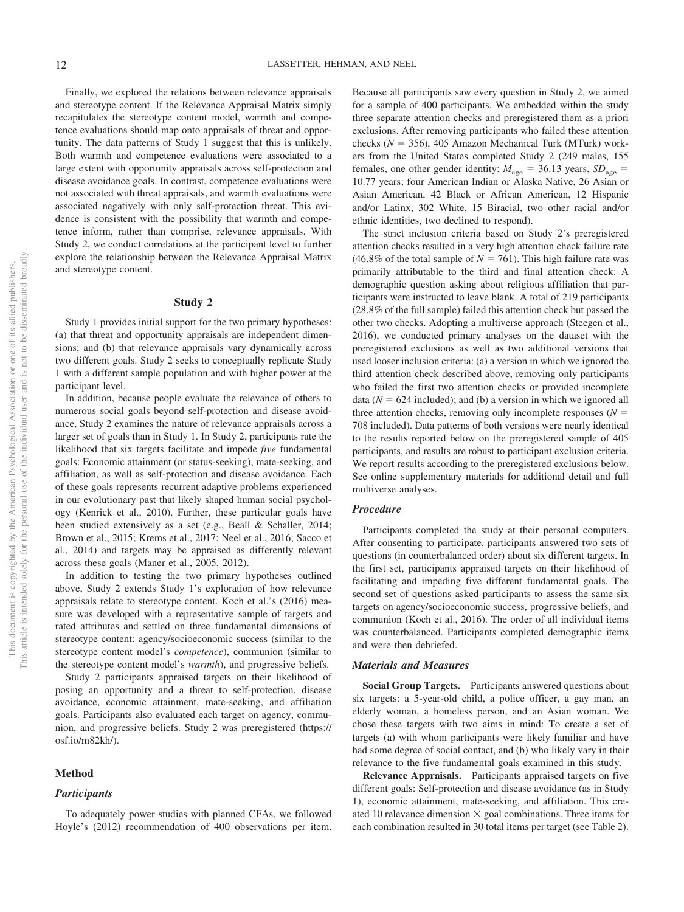Finally, we explored the relations between relevance appraisals and stereotype content. If the Relevance Appraisal Matrix simply recapitulates the stereotype content model, warmth and competence evaluations should map onto appraisals of threat and opportunity. The data patterns of Study 1 suggest that this is unlikely. Both warmth and competence evaluations were associated to a large extent with opportunity appraisals across self-protection and disease avoidance goals. In contrast, competence evaluations were not associated with threat appraisals, and warmth evaluations were associated negatively with only self-protection threat. This evidence is consistent with the possibility that warmth and competence inform, rather than comprise, relevance appraisals. With Study 2, we conduct correlations at the participant level to further explore the relationship between the Relevance Appraisal Matrix and stereotype content.

## Study 2

Study 1 provides initial support for the two primary hypotheses: (a) that threat and opportunity appraisals are independent dimensions; and (b) that relevance appraisals vary dynamically across two different goals. Study 2 seeks to conceptually replicate Study 1 with a different sample population and with higher power at the participant level.

In addition, because people evaluate the relevance of others to numerous social goals beyond self-protection and disease avoidance, Study 2 examines the nature of relevance appraisals across a larger set of goals than in Study 1. In Study 2, participants rate the likelihood that six targets facilitate and impede *five* fundamental goals: Economic attainment (or status-seeking), mate-seeking, and affiliation, as well as self-protection and disease avoidance. Each of these goals represents recurrent adaptive problems experienced in our evolutionary past that likely shaped human social psychology (Kenrick et al., 2010). Further, these particular goals have been studied extensively as a set (e.g., Beall & Schaller, 2014; Brown et al., 2015; Krems et al., 2017; Neel et al., 2016; Sacco et al., 2014) and targets may be appraised as differently relevant across these goals (Maner et al., 2005, 2012).

In addition to testing the two primary hypotheses outlined above, Study 2 extends Study 1's exploration of how relevance appraisals relate to stereotype content. Koch et al.'s (2016) measure was developed with a representative sample of targets and rated attributes and settled on three fundamental dimensions of stereotype content: agency/socioeconomic success (similar to the stereotype content model's *competence*), communion (similar to the stereotype content model's *warmth*), and progressive beliefs.

Study 2 participants appraised targets on their likelihood of posing an opportunity and a threat to self-protection, disease avoidance, economic attainment, mate-seeking, and affiliation goals. Participants also evaluated each target on agency, communion, and progressive beliefs. Study 2 was preregistered (https://osf.io/m82kh/).

### Method

#### Participants

To adequately power studies with planned CFAs, we followed Hoyle's (2012) recommendation of 400 observations per item. Because all participants saw every question in Study 2, we aimed for a sample of 400 participants. We embedded within the study three separate attention checks and preregistered them as a priori exclusions. After removing participants who failed these attention checks ($N = 356$), 405 Amazon Mechanical Turk (MTurk) workers from the United States completed Study 2 (249 males, 155 females, one other gender identity; $M_{age} = 36.13$ years, $SD_{age} = 10.77$ years; four American Indian or Alaska Native, 26 Asian or Asian American, 42 Black or African American, 12 Hispanic and/or Latinx, 302 White, 15 Biracial, two other racial and/or ethnic identities, two declined to respond).

The strict inclusion criteria based on Study 2's preregistered attention checks resulted in a very high attention check failure rate (46.8% of the total sample of $N = 761$). This high failure rate was primarily attributable to the third and final attention check: A demographic question asking about religious affiliation that participants were instructed to leave blank. A total of 219 participants (28.8% of the full sample) failed this attention check but passed the other two checks. Adopting a multiverse approach (Steegen et al., 2016), we conducted primary analyses on the dataset with the preregistered exclusions as well as two additional versions that used looser inclusion criteria: (a) a version in which we ignored the third attention check described above, removing only participants who failed the first two attention checks or provided incomplete data ($N = 624$ included); and (b) a version in which we ignored all three attention checks, removing only incomplete responses ($N = 708$ included). Data patterns of both versions were nearly identical to the results reported below on the preregistered sample of 405 participants, and results are robust to participant exclusion criteria. We report results according to the preregistered exclusions below. See online supplementary materials for additional detail and full multiverse analyses.

#### Procedure

Participants completed the study at their personal computers. After consenting to participate, participants answered two sets of questions (in counterbalanced order) about six different targets. In the first set, participants appraised targets on their likelihood of facilitating and impeding five different fundamental goals. The second set of questions asked participants to assess the same six targets on agency/socioeconomic success, progressive beliefs, and communion (Koch et al., 2016). The order of all individual items was counterbalanced. Participants completed demographic items and were then debriefed.

#### Materials and Measures

**Social Group Targets.** Participants answered questions about six targets: a 5-year-old child, a police officer, a gay man, an elderly woman, a homeless person, and an Asian woman. We chose these targets with two aims in mind: To create a set of targets (a) with whom participants were likely familiar and have had some degree of social contact, and (b) who likely vary in their relevance to the five fundamental goals examined in this study.

**Relevance Appraisals.** Participants appraised targets on five different goals: Self-protection and disease avoidance (as in Study 1), economic attainment, mate-seeking, and affiliation. This created 10 relevance dimension × goal combinations. Three items for each combination resulted in 30 total items per target (see Table 2).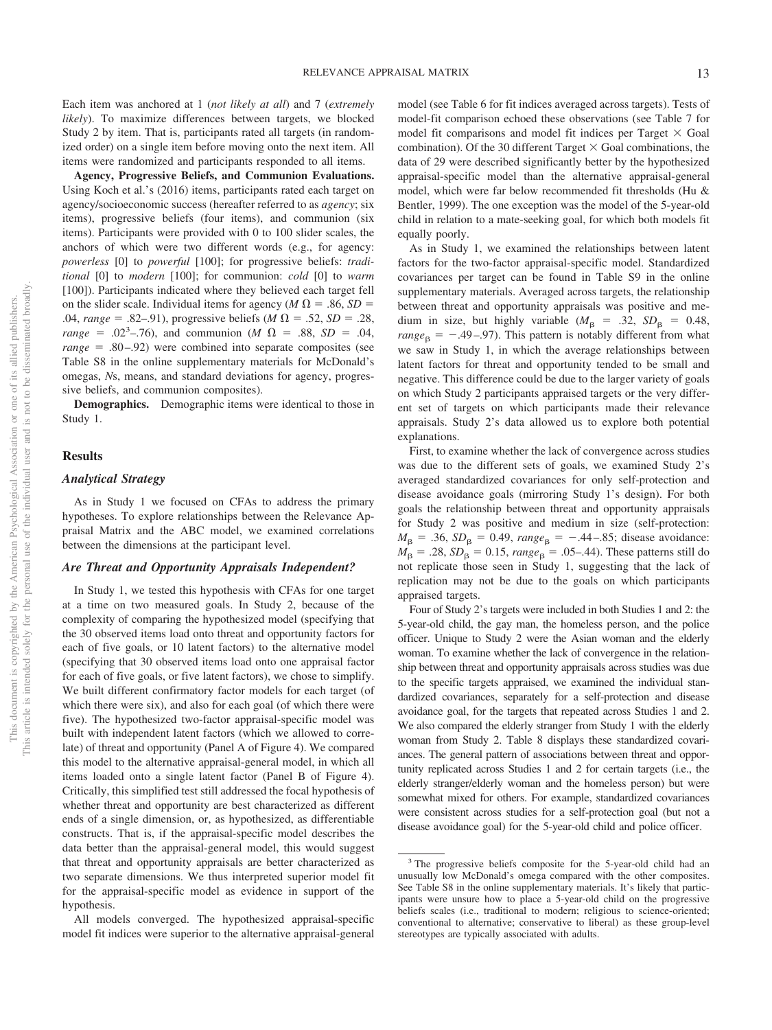Each item was anchored at 1 (*not likely at all*) and 7 (*extremely likely*). To maximize differences between targets, we blocked Study 2 by item. That is, participants rated all targets (in randomized order) on a single item before moving onto the next item. All items were randomized and participants responded to all items.

**Agency, Progressive Beliefs, and Communion Evaluations.** Using Koch et al.'s (2016) items, participants rated each target on agency/socioeconomic success (hereafter referred to as *agency*; six items), progressive beliefs (four items), and communion (six items). Participants were provided with 0 to 100 slider scales, the anchors of which were two different words (e.g., for agency: *powerless* [0] to *powerful* [100]; for progressive beliefs: *traditional* [0] to *modern* [100]; for communion: *cold* [0] to *warm* [100]). Participants indicated where they believed each target fell on the slider scale. Individual items for agency ($M\ \Omega = .86$, $SD = .04$, $range = .82–.91$), progressive beliefs ($M\ \Omega = .52$, $SD = .28$, $range = .02$[3]$–.76$), and communion ($M\ \Omega = .88$, $SD = .04$, $range = .80–.92$) were combined into separate composites (see Table S8 in the online supplementary materials for McDonald's omegas, *N*s, means, and standard deviations for agency, progressive beliefs, and communion composites).

**Demographics.** Demographic items were identical to those in Study 1.

## Results

### Analytical Strategy

As in Study 1 we focused on CFAs to address the primary hypotheses. To explore relationships between the Relevance Appraisal Matrix and the ABC model, we examined correlations between the dimensions at the participant level.

### Are Threat and Opportunity Appraisals Independent?

In Study 1, we tested this hypothesis with CFAs for one target at a time on two measured goals. In Study 2, because of the complexity of comparing the hypothesized model (specifying that the 30 observed items load onto threat and opportunity factors for each of five goals, or 10 latent factors) to the alternative model (specifying that 30 observed items load onto one appraisal factor for each of five goals, or five latent factors), we chose to simplify. We built different confirmatory factor models for each target (of which there were six), and also for each goal (of which there were five). The hypothesized two-factor appraisal-specific model was built with independent latent factors (which we allowed to correlate) of threat and opportunity (Panel A of Figure 4). We compared this model to the alternative appraisal-general model, in which all items loaded onto a single latent factor (Panel B of Figure 4). Critically, this simplified test still addressed the focal hypothesis of whether threat and opportunity are best characterized as different ends of a single dimension, or, as hypothesized, as differentiable constructs. That is, if the appraisal-specific model describes the data better than the appraisal-general model, this would suggest that threat and opportunity appraisals are better characterized as two separate dimensions. We thus interpreted superior model fit for the appraisal-specific model as evidence in support of the hypothesis.

All models converged. The hypothesized appraisal-specific model fit indices were superior to the alternative appraisal-general model (see Table 6 for fit indices averaged across targets). Tests of model-fit comparison echoed these observations (see Table 7 for model fit comparisons and model fit indices per Target × Goal combination). Of the 30 different Target × Goal combinations, the data of 29 were described significantly better by the hypothesized appraisal-specific model than the alternative appraisal-general model, which were far below recommended fit thresholds (Hu & Bentler, 1999). The one exception was the model of the 5-year-old child in relation to a mate-seeking goal, for which both models fit equally poorly.

As in Study 1, we examined the relationships between latent factors for the two-factor appraisal-specific model. Standardized covariances per target can be found in Table S9 in the online supplementary materials. Averaged across targets, the relationship between threat and opportunity appraisals was positive and medium in size, but highly variable ($M_\beta = .32$, $SD_\beta = 0.48$, $range_\beta = -.49–.97$). This pattern is notably different from what we saw in Study 1, in which the average relationships between latent factors for threat and opportunity tended to be small and negative. This difference could be due to the larger variety of goals on which Study 2 participants appraised targets or the very different set of targets on which participants made their relevance appraisals. Study 2's data allowed us to explore both potential explanations.

First, to examine whether the lack of convergence across studies was due to the different sets of goals, we examined Study 2's averaged standardized covariances for only self-protection and disease avoidance goals (mirroring Study 1's design). For both goals the relationship between threat and opportunity appraisals for Study 2 was positive and medium in size (self-protection: $M_\beta = .36$, $SD_\beta = 0.49$, $range_\beta = -.44–.85$; disease avoidance: $M_\beta = .28$, $SD_\beta = 0.15$, $range_\beta = .05–.44$). These patterns still do not replicate those seen in Study 1, suggesting that the lack of replication may not be due to the goals on which participants appraised targets.

Four of Study 2's targets were included in both Studies 1 and 2: the 5-year-old child, the gay man, the homeless person, and the police officer. Unique to Study 2 were the Asian woman and the elderly woman. To examine whether the lack of convergence in the relationship between threat and opportunity appraisals across studies was due to the specific targets appraised, we examined the individual standardized covariances, separately for a self-protection and disease avoidance goal, for the targets that repeated across Studies 1 and 2. We also compared the elderly stranger from Study 1 with the elderly woman from Study 2. Table 8 displays these standardized covariances. The general pattern of associations between threat and opportunity replicated across Studies 1 and 2 for certain targets (i.e., the elderly stranger/elderly woman and the homeless person) but were somewhat mixed for others. For example, standardized covariances were consistent across studies for a self-protection goal (but not a disease avoidance goal) for the 5-year-old child and police officer.

[3] The progressive beliefs composite for the 5-year-old child had an unusually low McDonald's omega compared with the other composites. See Table S8 in the online supplementary materials. It's likely that participants were unsure how to place a 5-year-old child on the progressive beliefs scales (i.e., traditional to modern; religious to science-oriented; conventional to alternative; conservative to liberal) as these group-level stereotypes are typically associated with adults.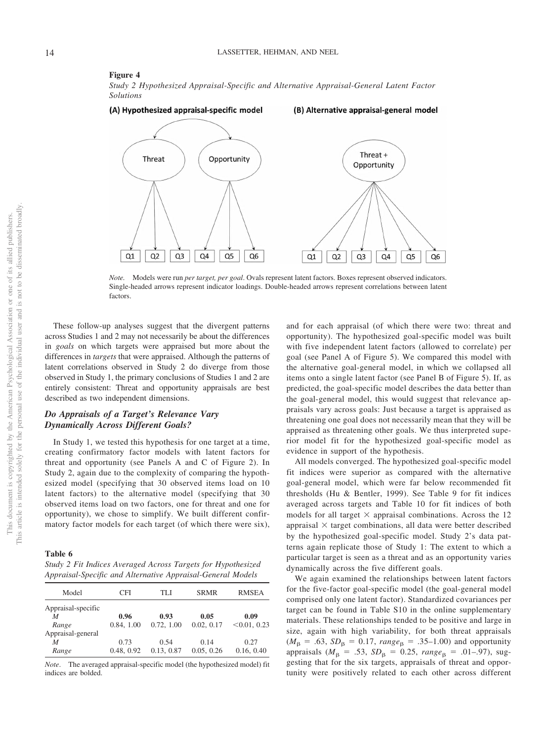**Figure 4**

*Study 2 Hypothesized Appraisal-Specific and Alternative Appraisal-General Latent Factor Solutions*

(A) Hypothesized appraisal-specific model (B) Alternative appraisal-general model

*Note.* Models were run *per target, per goal*. Ovals represent latent factors. Boxes represent observed indicators. Single-headed arrows represent indicator loadings. Double-headed arrows represent correlations between latent factors.

These follow-up analyses suggest that the divergent patterns across Studies 1 and 2 may not necessarily be about the differences in *goals* on which targets were appraised but more about the differences in *targets* that were appraised. Although the patterns of latent correlations observed in Study 2 do diverge from those observed in Study 1, the primary conclusions of Studies 1 and 2 are entirely consistent: Threat and opportunity appraisals are best described as two independent dimensions.

### *Do Appraisals of a Target's Relevance Vary Dynamically Across Different Goals?*

In Study 1, we tested this hypothesis for one target at a time, creating confirmatory factor models with latent factors for threat and opportunity (see Panels A and C of Figure 2). In Study 2, again due to the complexity of comparing the hypothesized model (specifying that 30 observed items load on 10 latent factors) to the alternative model (specifying that 30 observed items load on two factors, one for threat and one for opportunity), we chose to simplify. We built different confirmatory factor models for each target (of which there were six), and for each appraisal (of which there were two: threat and opportunity). The hypothesized goal-specific model was built with five independent latent factors (allowed to correlate) per goal (see Panel A of Figure 5). We compared this model with the alternative goal-general model, in which we collapsed all items onto a single latent factor (see Panel B of Figure 5). If, as predicted, the goal-specific model describes the data better than the goal-general model, this would suggest that relevance appraisals vary across goals: Just because a target is appraised as threatening one goal does not necessarily mean that they will be appraised as threatening other goals. We thus interpreted superior model fit for the hypothesized goal-specific model as evidence in support of the hypothesis.

All models converged. The hypothesized goal-specific model fit indices were superior as compared with the alternative goal-general model, which were far below recommended fit thresholds (Hu & Bentler, 1999). See Table 9 for fit indices averaged across targets and Table 10 for fit indices of both models for all target × appraisal combinations. Across the 12 appraisal × target combinations, all data were better described by the hypothesized goal-specific model. Study 2's data patterns again replicate those of Study 1: The extent to which a particular target is seen as a threat and as an opportunity varies dynamically across the five different goals.

We again examined the relationships between latent factors for the five-factor goal-specific model (the goal-general model comprised only one latent factor). Standardized covariances per target can be found in Table S10 in the online supplementary materials. These relationships tended to be positive and large in size, again with high variability, for both threat appraisals ($M_{\beta}$ = .63, $SD_{\beta}$ = 0.17, $range_{\beta}$ = .35–1.00) and opportunity appraisals ($M_{\beta}$ = .53, $SD_{\beta}$ = 0.25, $range_{\beta}$ = .01–.97), suggesting that for the six targets, appraisals of threat and opportunity were positively related to each other across different

**Table 6**

*Study 2 Fit Indices Averaged Across Targets for Hypothesized Appraisal-Specific and Alternative Appraisal-General Models*

| Model | CFI | TLI | SRMR | RMSEA |
|---|---|---|---|---|
| Appraisal-specific | | | | |
| *M* | **0.96** | **0.93** | **0.05** | **0.09** |
| *Range* | 0.84, 1.00 | 0.72, 1.00 | 0.02, 0.17 | <0.01, 0.23 |
| Appraisal-general | | | | |
| *M* | 0.73 | 0.54 | 0.14 | 0.27 |
| *Range* | 0.48, 0.92 | 0.13, 0.87 | 0.05, 0.26 | 0.16, 0.40 |

*Note*. The averaged appraisal-specific model (the hypothesized model) fit indices are bolded.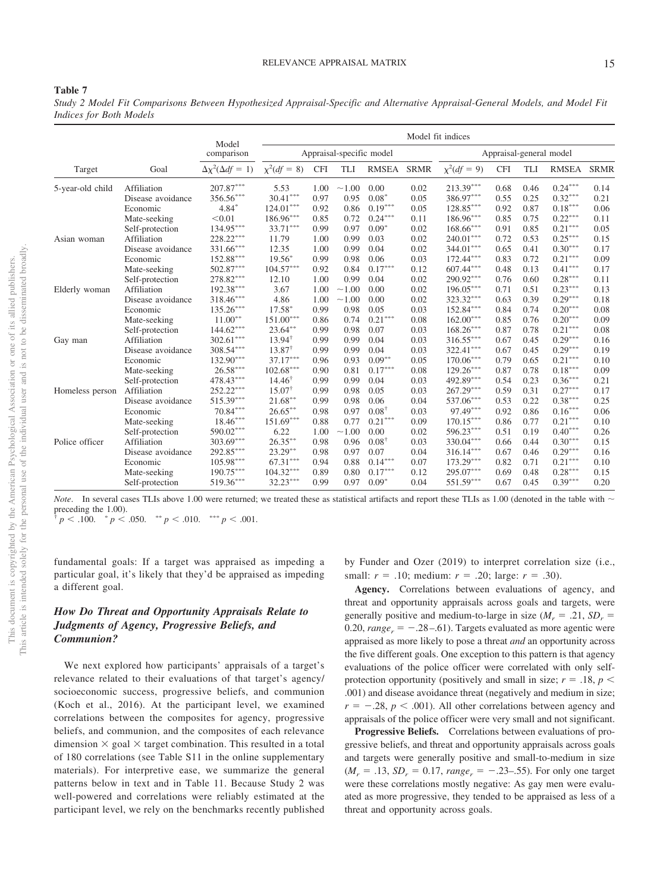**Table 7**

*Study 2 Model Fit Comparisons Between Hypothesized Appraisal-Specific and Alternative Appraisal-General Models, and Model Fit Indices for Both Models*

| | | Model comparison | Model fit indices | | | | | | | | | |
|---|---|---|---|---|---|---|---|---|---|---|---|---|
| | | | Appraisal-specific model | | | | | Appraisal-general model | | | | |
| Target | Goal | $\Delta\chi^2(\Delta df = 1)$ | $\chi^2(df = 8)$ | CFI | TLI | RMSEA | SRMR | $\chi^2(df = 9)$ | CFI | TLI | RMSEA | SRMR |
| 5-year-old child | Affiliation | $207.87^{***}$ | 5.53 | 1.00 | ~1.00 | 0.00 | 0.02 | $213.39^{***}$ | 0.68 | 0.46 | $0.24^{***}$ | 0.14 |
| | Disease avoidance | $356.56^{***}$ | $30.41^{***}$ | 0.97 | 0.95 | $0.08^{*}$ | 0.05 | $386.97^{***}$ | 0.55 | 0.25 | $0.32^{***}$ | 0.21 |
| | Economic | $4.84^{*}$ | $124.01^{***}$ | 0.92 | 0.86 | $0.19^{***}$ | 0.05 | $128.85^{***}$ | 0.92 | 0.87 | $0.18^{***}$ | 0.06 |
| | Mate-seeking | <0.01 | $186.96^{***}$ | 0.85 | 0.72 | $0.24^{***}$ | 0.11 | $186.96^{***}$ | 0.85 | 0.75 | $0.22^{***}$ | 0.11 |
| | Self-protection | $134.95^{***}$ | $33.71^{***}$ | 0.99 | 0.97 | $0.09^{*}$ | 0.02 | $168.66^{***}$ | 0.91 | 0.85 | $0.21^{***}$ | 0.05 |
| Asian woman | Affiliation | $228.22^{***}$ | 11.79 | 1.00 | 0.99 | 0.03 | 0.02 | $240.01^{***}$ | 0.72 | 0.53 | $0.25^{***}$ | 0.15 |
| | Disease avoidance | $331.66^{***}$ | 12.35 | 1.00 | 0.99 | 0.04 | 0.02 | $344.01^{***}$ | 0.65 | 0.41 | $0.30^{***}$ | 0.17 |
| | Economic | $152.88^{***}$ | $19.56^{*}$ | 0.99 | 0.98 | 0.06 | 0.03 | $172.44^{***}$ | 0.83 | 0.72 | $0.21^{***}$ | 0.09 |
| | Mate-seeking | $502.87^{***}$ | $104.57^{***}$ | 0.92 | 0.84 | $0.17^{***}$ | 0.12 | $607.44^{***}$ | 0.48 | 0.13 | $0.41^{***}$ | 0.17 |
| | Self-protection | $278.82^{***}$ | 12.10 | 1.00 | 0.99 | 0.04 | 0.02 | $290.92^{***}$ | 0.76 | 0.60 | $0.28^{***}$ | 0.11 |
| Elderly woman | Affiliation | $192.38^{***}$ | 3.67 | 1.00 | ~1.00 | 0.00 | 0.02 | $196.05^{***}$ | 0.71 | 0.51 | $0.23^{***}$ | 0.13 |
| | Disease avoidance | $318.46^{***}$ | 4.86 | 1.00 | ~1.00 | 0.00 | 0.02 | $323.32^{***}$ | 0.63 | 0.39 | $0.29^{***}$ | 0.18 |
| | Economic | $135.26^{***}$ | $17.58^{*}$ | 0.99 | 0.98 | 0.05 | 0.03 | $152.84^{***}$ | 0.84 | 0.74 | $0.20^{***}$ | 0.08 |
| | Mate-seeking | $11.00^{**}$ | $151.00^{***}$ | 0.86 | 0.74 | $0.21^{***}$ | 0.08 | $162.00^{***}$ | 0.85 | 0.76 | $0.20^{***}$ | 0.09 |
| | Self-protection | $144.62^{***}$ | $23.64^{**}$ | 0.99 | 0.98 | 0.07 | 0.03 | $168.26^{***}$ | 0.87 | 0.78 | $0.21^{***}$ | 0.08 |
| Gay man | Affiliation | $302.61^{***}$ | $13.94^{\dagger}$ | 0.99 | 0.99 | 0.04 | 0.03 | $316.55^{***}$ | 0.67 | 0.45 | $0.29^{***}$ | 0.16 |
| | Disease avoidance | $308.54^{***}$ | $13.87^{\dagger}$ | 0.99 | 0.99 | 0.04 | 0.03 | $322.41^{***}$ | 0.67 | 0.45 | $0.29^{***}$ | 0.19 |
| | Economic | $132.90^{***}$ | $37.17^{***}$ | 0.96 | 0.93 | $0.09^{**}$ | 0.05 | $170.06^{***}$ | 0.79 | 0.65 | $0.21^{***}$ | 0.10 |
| | Mate-seeking | $26.58^{***}$ | $102.68^{***}$ | 0.90 | 0.81 | $0.17^{***}$ | 0.08 | $129.26^{***}$ | 0.87 | 0.78 | $0.18^{***}$ | 0.09 |
| | Self-protection | $478.43^{***}$ | $14.46^{\dagger}$ | 0.99 | 0.99 | 0.04 | 0.03 | $492.89^{***}$ | 0.54 | 0.23 | $0.36^{***}$ | 0.21 |
| Homeless person | Affiliation | $252.22^{***}$ | $15.07^{\dagger}$ | 0.99 | 0.98 | 0.05 | 0.03 | $267.29^{***}$ | 0.59 | 0.31 | $0.27^{***}$ | 0.17 |
| | Disease avoidance | $515.39^{***}$ | $21.68^{**}$ | 0.99 | 0.98 | 0.06 | 0.04 | $537.06^{***}$ | 0.53 | 0.22 | $0.38^{***}$ | 0.25 |
| | Economic | $70.84^{***}$ | $26.65^{**}$ | 0.98 | 0.97 | $0.08^{\dagger}$ | 0.03 | $97.49^{***}$ | 0.92 | 0.86 | $0.16^{***}$ | 0.06 |
| | Mate-seeking | $18.46^{***}$ | $151.69^{***}$ | 0.88 | 0.77 | $0.21^{***}$ | 0.09 | $170.15^{***}$ | 0.86 | 0.77 | $0.21^{***}$ | 0.10 |
| | Self-protection | $590.02^{***}$ | 6.22 | 1.00 | ~1.00 | 0.00 | 0.02 | $596.23^{***}$ | 0.51 | 0.19 | $0.40^{***}$ | 0.26 |
| Police officer | Affiliation | $303.69^{***}$ | $26.35^{**}$ | 0.98 | 0.96 | $0.08^{\dagger}$ | 0.03 | $330.04^{***}$ | 0.66 | 0.44 | $0.30^{***}$ | 0.15 |
| | Disease avoidance | $292.85^{***}$ | $23.29^{**}$ | 0.98 | 0.97 | 0.07 | 0.04 | $316.14^{***}$ | 0.67 | 0.46 | $0.29^{***}$ | 0.16 |
| | Economic | $105.98^{***}$ | $67.31^{***}$ | 0.94 | 0.88 | $0.14^{***}$ | 0.07 | $173.29^{***}$ | 0.82 | 0.71 | $0.21^{***}$ | 0.10 |
| | Mate-seeking | $190.75^{***}$ | $104.32^{***}$ | 0.89 | 0.80 | $0.17^{***}$ | 0.12 | $295.07^{***}$ | 0.69 | 0.48 | $0.28^{***}$ | 0.15 |
| | Self-protection | $519.36^{***}$ | $32.23^{***}$ | 0.99 | 0.97 | $0.09^{*}$ | 0.04 | $551.59^{***}$ | 0.67 | 0.45 | $0.39^{***}$ | 0.20 |

*Note*. In several cases TLIs above 1.00 were returned; we treated these as statistical artifacts and report these TLIs as 1.00 (denoted in the table with ~ preceding the 1.00).
$^{\dagger} p < .100$. $^{*} p < .050$. $^{**} p < .010$. $^{***} p < .001$.

fundamental goals: If a target was appraised as impeding a particular goal, it's likely that they'd be appraised as impeding a different goal.

### How Do Threat and Opportunity Appraisals Relate to Judgments of Agency, Progressive Beliefs, and Communion?

We next explored how participants' appraisals of a target's relevance related to their evaluations of that target's agency/socioeconomic success, progressive beliefs, and communion (Koch et al., 2016). At the participant level, we examined correlations between the composites for agency, progressive beliefs, and communion, and the composites of each relevance dimension × goal × target combination. This resulted in a total of 180 correlations (see Table S11 in the online supplementary materials). For interpretive ease, we summarize the general patterns below in text and in Table 11. Because Study 2 was well-powered and correlations were reliably estimated at the participant level, we rely on the benchmarks recently published by Funder and Ozer (2019) to interpret correlation size (i.e., small: $r = .10$; medium: $r = .20$; large: $r = .30$).

**Agency.** Correlations between evaluations of agency, and threat and opportunity appraisals across goals and targets, were generally positive and medium-to-large in size ($M_r = .21$, $SD_r = 0.20$, $range_r = -.28–.61$). Targets evaluated as more agentic were appraised as more likely to pose a threat *and* an opportunity across the five different goals. One exception to this pattern is that agency evaluations of the police officer were correlated with only self-protection opportunity (positively and small in size; $r = .18$, $p < .001$) and disease avoidance threat (negatively and medium in size; $r = -.28$, $p < .001$). All other correlations between agency and appraisals of the police officer were very small and not significant.

**Progressive Beliefs.** Correlations between evaluations of progressive beliefs, and threat and opportunity appraisals across goals and targets were generally positive and small-to-medium in size ($M_r = .13$, $SD_r = 0.17$, $range_r = -.23–.55$). For only one target were these correlations mostly negative: As gay men were evaluated as more progressive, they tended to be appraised as less of a threat and opportunity across goals.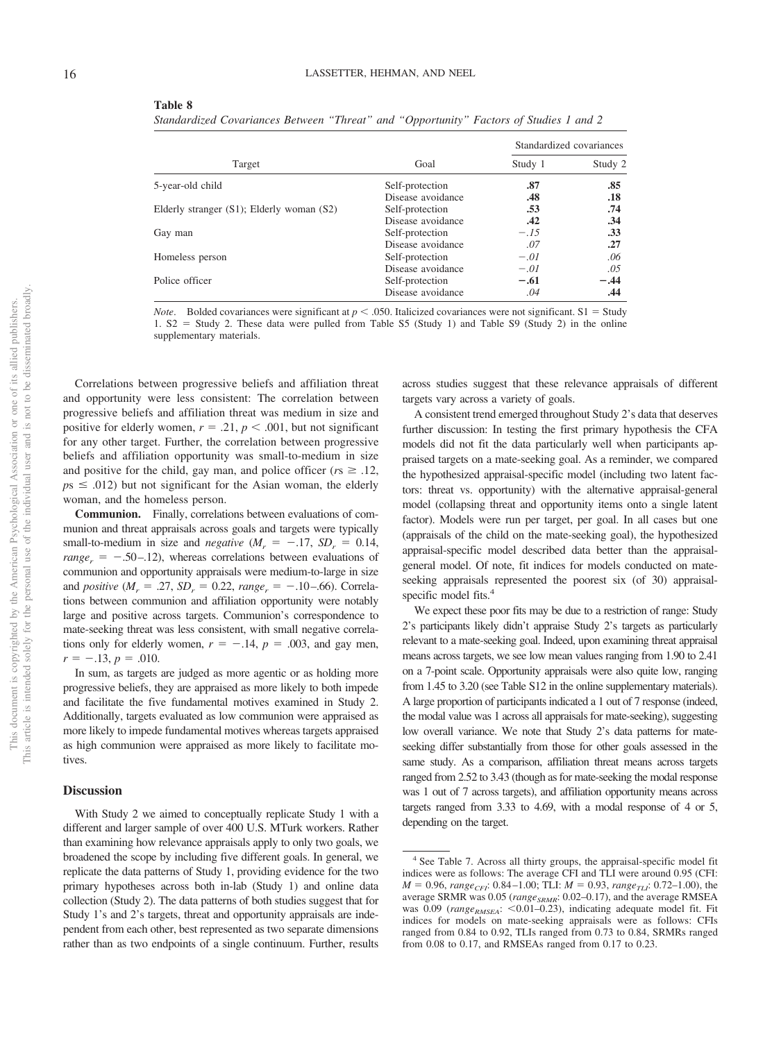**Table 8**

*Standardized Covariances Between "Threat" and "Opportunity" Factors of Studies 1 and 2*

| Target | Goal | Standardized covariances | |
|---|---|---|---|
| | | Study 1 | Study 2 |
| 5-year-old child | Self-protection | **.87** | **.85** |
| | Disease avoidance | **.48** | **.18** |
| Elderly stranger (S1); Elderly woman (S2) | Self-protection | **.53** | **.74** |
| | Disease avoidance | **.42** | **.34** |
| Gay man | Self-protection | *−.15* | **.33** |
| | Disease avoidance | *.07* | **.27** |
| Homeless person | Self-protection | *−.01* | *.06* |
| | Disease avoidance | *−.01* | *.05* |
| Police officer | Self-protection | **−.61** | **−.44** |
| | Disease avoidance | *.04* | **.44** |

*Note*. Bolded covariances were significant at $p < .050$. Italicized covariances were not significant. S1 = Study 1. S2 = Study 2. These data were pulled from Table S5 (Study 1) and Table S9 (Study 2) in the online supplementary materials.

Correlations between progressive beliefs and affiliation threat and opportunity were less consistent: The correlation between progressive beliefs and affiliation threat was medium in size and positive for elderly women, $r = .21$, $p < .001$, but not significant for any other target. Further, the correlation between progressive beliefs and affiliation opportunity was small-to-medium in size and positive for the child, gay man, and police officer ($rs \geq .12$, $ps \leq .012$) but not significant for the Asian woman, the elderly woman, and the homeless person.

**Communion.** Finally, correlations between evaluations of communion and threat appraisals across goals and targets were typically small-to-medium in size and *negative* ($M_r = -.17$, $SD_r = 0.14$, $range_r = -.50$–$.12$), whereas correlations between evaluations of communion and opportunity appraisals were medium-to-large in size and *positive* ($M_r = .27$, $SD_r = 0.22$, $range_r = -.10$–$.66$). Correlations between communion and affiliation opportunity were notably large and positive across targets. Communion's correspondence to mate-seeking threat was less consistent, with small negative correlations only for elderly women, $r = -.14$, $p = .003$, and gay men, $r = -.13$, $p = .010$.

In sum, as targets are judged as more agentic or as holding more progressive beliefs, they are appraised as more likely to both impede and facilitate the five fundamental motives examined in Study 2. Additionally, targets evaluated as low communion were appraised as more likely to impede fundamental motives whereas targets appraised as high communion were appraised as more likely to facilitate motives.

## Discussion

With Study 2 we aimed to conceptually replicate Study 1 with a different and larger sample of over 400 U.S. MTurk workers. Rather than examining how relevance appraisals apply to only two goals, we broadened the scope by including five different goals. In general, we replicate the data patterns of Study 1, providing evidence for the two primary hypotheses across both in-lab (Study 1) and online data collection (Study 2). The data patterns of both studies suggest that for Study 1's and 2's targets, threat and opportunity appraisals are independent from each other, best represented as two separate dimensions rather than as two endpoints of a single continuum. Further, results across studies suggest that these relevance appraisals of different targets vary across a variety of goals.

A consistent trend emerged throughout Study 2's data that deserves further discussion: In testing the first primary hypothesis the CFA models did not fit the data particularly well when participants appraised targets on a mate-seeking goal. As a reminder, we compared the hypothesized appraisal-specific model (including two latent factors: threat vs. opportunity) with the alternative appraisal-general model (collapsing threat and opportunity items onto a single latent factor). Models were run per target, per goal. In all cases but one (appraisals of the child on the mate-seeking goal), the hypothesized appraisal-specific model described data better than the appraisal-general model. Of note, fit indices for models conducted on mate-seeking appraisals represented the poorest six (of 30) appraisal-specific model fits.[4]

We expect these poor fits may be due to a restriction of range: Study 2's participants likely didn't appraise Study 2's targets as particularly relevant to a mate-seeking goal. Indeed, upon examining threat appraisal means across targets, we see low mean values ranging from 1.90 to 2.41 on a 7-point scale. Opportunity appraisals were also quite low, ranging from 1.45 to 3.20 (see Table S12 in the online supplementary materials). A large proportion of participants indicated a 1 out of 7 response (indeed, the modal value was 1 across all appraisals for mate-seeking), suggesting low overall variance. We note that Study 2's data patterns for mate-seeking differ substantially from those for other goals assessed in the same study. As a comparison, affiliation threat means across targets ranged from 2.52 to 3.43 (though as for mate-seeking the modal response was 1 out of 7 across targets), and affiliation opportunity means across targets ranged from 3.33 to 4.69, with a modal response of 4 or 5, depending on the target.

[4] See Table 7. Across all thirty groups, the appraisal-specific model fit indices were as follows: The average CFI and TLI were around 0.95 (CFI: $M = 0.96$, $range_{CFI}$: 0.84–1.00; TLI: $M = 0.93$, $range_{TLI}$: 0.72–1.00), the average SRMR was 0.05 ($range_{SRMR}$: 0.02–0.17), and the average RMSEA was 0.09 ($range_{RMSEA}$: <0.01–0.23), indicating adequate model fit. Fit indices for models on mate-seeking appraisals were as follows: CFIs ranged from 0.84 to 0.92, TLIs ranged from 0.73 to 0.84, SRMRs ranged from 0.08 to 0.17, and RMSEAs ranged from 0.17 to 0.23.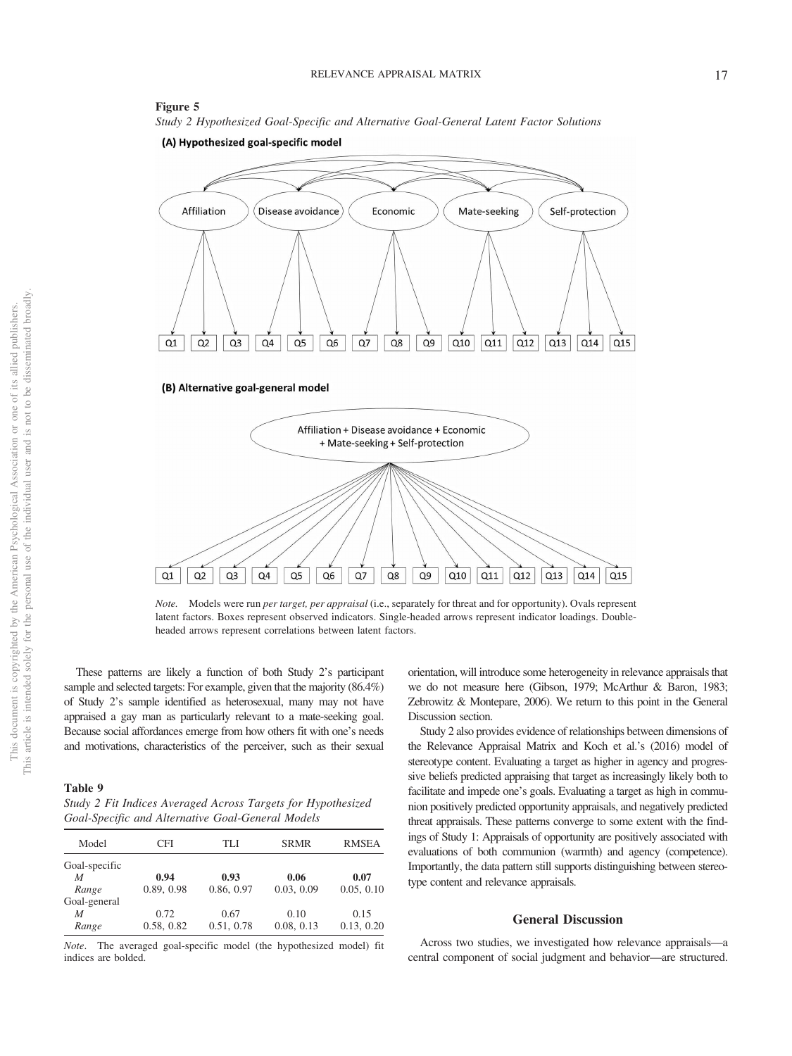**Figure 5**

*Study 2 Hypothesized Goal-Specific and Alternative Goal-General Latent Factor Solutions*

*Note.* Models were run *per target, per appraisal* (i.e., separately for threat and for opportunity). Ovals represent latent factors. Boxes represent observed indicators. Single-headed arrows represent indicator loadings. Double-headed arrows represent correlations between latent factors.

These patterns are likely a function of both Study 2's participant sample and selected targets: For example, given that the majority (86.4%) of Study 2's sample identified as heterosexual, many may not have appraised a gay man as particularly relevant to a mate-seeking goal. Because social affordances emerge from how others fit with one's needs and motivations, characteristics of the perceiver, such as their sexual orientation, will introduce some heterogeneity in relevance appraisals that we do not measure here (Gibson, 1979; McArthur & Baron, 1983; Zebrowitz & Montepare, 2006). We return to this point in the General Discussion section.

Study 2 also provides evidence of relationships between dimensions of the Relevance Appraisal Matrix and Koch et al.'s (2016) model of stereotype content. Evaluating a target as higher in agency and progressive beliefs predicted appraising that target as increasingly likely both to facilitate and impede one's goals. Evaluating a target as high in communion positively predicted opportunity appraisals, and negatively predicted threat appraisals. These patterns converge to some extent with the findings of Study 1: Appraisals of opportunity are positively associated with evaluations of both communion (warmth) and agency (competence). Importantly, the data pattern still supports distinguishing between stereotype content and relevance appraisals.

**Table 9**

*Study 2 Fit Indices Averaged Across Targets for Hypothesized Goal-Specific and Alternative Goal-General Models*

| Model | CFI | TLI | SRMR | RMSEA |
|---|---|---|---|---|
| Goal-specific | | | | |
| *M* | **0.94** | **0.93** | **0.06** | **0.07** |
| *Range* | 0.89, 0.98 | 0.86, 0.97 | 0.03, 0.09 | 0.05, 0.10 |
| Goal-general | | | | |
| *M* | 0.72 | 0.67 | 0.10 | 0.15 |
| *Range* | 0.58, 0.82 | 0.51, 0.78 | 0.08, 0.13 | 0.13, 0.20 |

*Note*. The averaged goal-specific model (the hypothesized model) fit indices are bolded.

## General Discussion

Across two studies, we investigated how relevance appraisals—a central component of social judgment and behavior—are structured.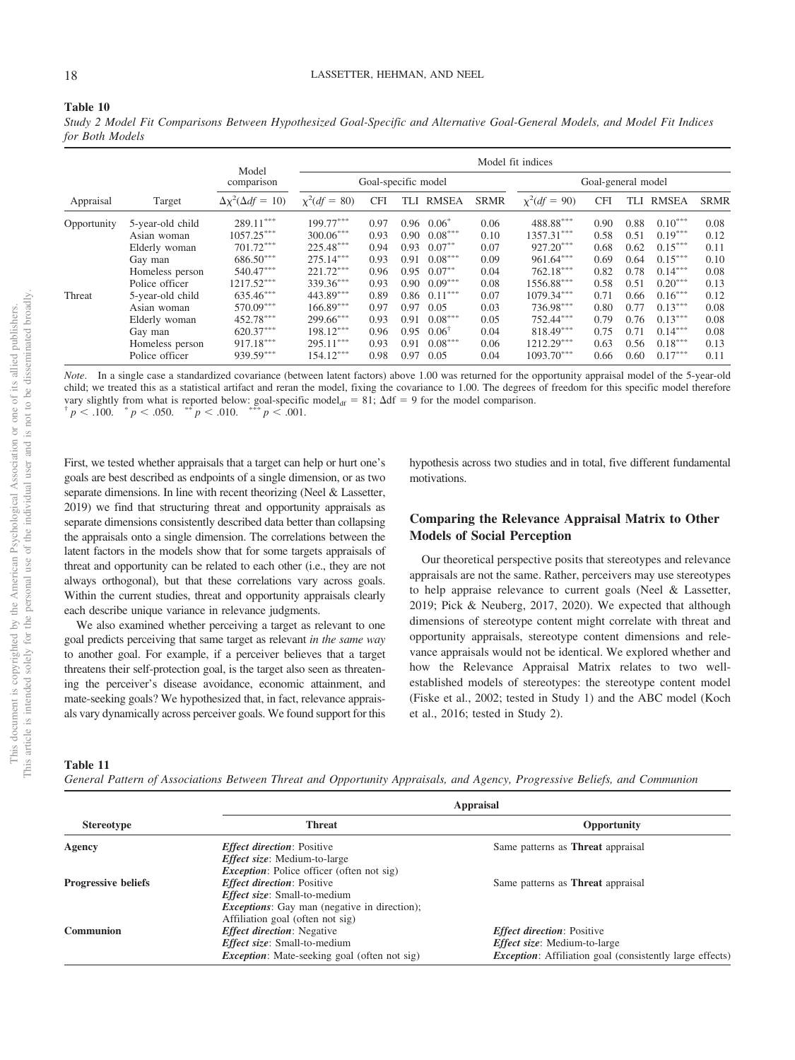**Table 10**

*Study 2 Model Fit Comparisons Between Hypothesized Goal-Specific and Alternative Goal-General Models, and Model Fit Indices for Both Models*

| | | Model comparison | Model fit indices | | | | | | | | | |
|---|---|---|---|---|---|---|---|---|---|---|---|---|
| | | | Goal-specific model | | | | | Goal-general model | | | | |
| Appraisal | Target | $\Delta\chi^2(\Delta df = 10)$ | $\chi^2(df = 80)$ | CFI | TLI | RMSEA | SRMR | $\chi^2(df = 90)$ | CFI | TLI | RMSEA | SRMR |
| Opportunity | 5-year-old child | 289.11*** | 199.77*** | 0.97 | 0.96 | 0.06* | 0.06 | 488.88*** | 0.90 | 0.88 | 0.10*** | 0.08 |
| | Asian woman | 1057.25*** | 300.06*** | 0.93 | 0.90 | 0.08*** | 0.10 | 1357.31*** | 0.58 | 0.51 | 0.19*** | 0.12 |
| | Elderly woman | 701.72*** | 225.48*** | 0.94 | 0.93 | 0.07** | 0.07 | 927.20*** | 0.68 | 0.62 | 0.15*** | 0.11 |
| | Gay man | 686.50*** | 275.14*** | 0.93 | 0.91 | 0.08*** | 0.09 | 961.64*** | 0.69 | 0.64 | 0.15*** | 0.10 |
| | Homeless person | 540.47*** | 221.72*** | 0.96 | 0.95 | 0.07** | 0.04 | 762.18*** | 0.82 | 0.78 | 0.14*** | 0.08 |
| | Police officer | 1217.52*** | 339.36*** | 0.93 | 0.90 | 0.09*** | 0.08 | 1556.88*** | 0.58 | 0.51 | 0.20*** | 0.13 |
| Threat | 5-year-old child | 635.46*** | 443.89*** | 0.89 | 0.86 | 0.11*** | 0.07 | 1079.34*** | 0.71 | 0.66 | 0.16*** | 0.12 |
| | Asian woman | 570.09*** | 166.89*** | 0.97 | 0.97 | 0.05 | 0.03 | 736.98*** | 0.80 | 0.77 | 0.13*** | 0.08 |
| | Elderly woman | 452.78*** | 299.66*** | 0.93 | 0.91 | 0.08*** | 0.05 | 752.44*** | 0.79 | 0.76 | 0.13*** | 0.08 |
| | Gay man | 620.37*** | 198.12*** | 0.96 | 0.95 | 0.06† | 0.04 | 818.49*** | 0.75 | 0.71 | 0.14*** | 0.08 |
| | Homeless person | 917.18*** | 295.11*** | 0.93 | 0.91 | 0.08*** | 0.06 | 1212.29*** | 0.63 | 0.56 | 0.18*** | 0.13 |
| | Police officer | 939.59*** | 154.12*** | 0.98 | 0.97 | 0.05 | 0.04 | 1093.70*** | 0.66 | 0.60 | 0.17*** | 0.11 |

*Note*. In a single case a standardized covariance (between latent factors) above 1.00 was returned for the opportunity appraisal model of the 5-year-old child; we treated this as a statistical artifact and reran the model, fixing the covariance to 1.00. The degrees of freedom for this specific model therefore vary slightly from what is reported below: goal-specific model$_{df}$ = 81; $\Delta$df = 9 for the model comparison.
† $p < .100$. * $p < .050$. ** $p < .010$. *** $p < .001$.

First, we tested whether appraisals that a target can help or hurt one's goals are best described as endpoints of a single dimension, or as two separate dimensions. In line with recent theorizing (Neel & Lassetter, 2019) we find that structuring threat and opportunity appraisals as separate dimensions consistently described data better than collapsing the appraisals onto a single dimension. The correlations between the latent factors in the models show that for some targets appraisals of threat and opportunity can be related to each other (i.e., they are not always orthogonal), but that these correlations vary across goals. Within the current studies, threat and opportunity appraisals clearly each describe unique variance in relevance judgments.

We also examined whether perceiving a target as relevant to one goal predicts perceiving that same target as relevant *in the same way* to another goal. For example, if a perceiver believes that a target threatens their self-protection goal, is the target also seen as threatening the perceiver's disease avoidance, economic attainment, and mate-seeking goals? We hypothesized that, in fact, relevance appraisals vary dynamically across perceiver goals. We found support for this hypothesis across two studies and in total, five different fundamental motivations.

## Comparing the Relevance Appraisal Matrix to Other Models of Social Perception

Our theoretical perspective posits that stereotypes and relevance appraisals are not the same. Rather, perceivers may use stereotypes to help appraise relevance to current goals (Neel & Lassetter, 2019; Pick & Neuberg, 2017, 2020). We expected that although dimensions of stereotype content might correlate with threat and opportunity appraisals, stereotype content dimensions and relevance appraisals would not be identical. We explored whether and how the Relevance Appraisal Matrix relates to two well-established models of stereotypes: the stereotype content model (Fiske et al., 2002; tested in Study 1) and the ABC model (Koch et al., 2016; tested in Study 2).

**Table 11**

*General Pattern of Associations Between Threat and Opportunity Appraisals, and Agency, Progressive Beliefs, and Communion*

| Stereotype | Appraisal: Threat | Appraisal: Opportunity |
|---|---|---|
| **Agency** | *Effect direction*: Positive<br>*Effect size*: Medium-to-large<br>*Exception*: Police officer (often not sig) | Same patterns as **Threat** appraisal |
| **Progressive beliefs** | *Effect direction*: Positive<br>*Effect size*: Small-to-medium<br>*Exceptions*: Gay man (negative in direction); Affiliation goal (often not sig) | Same patterns as **Threat** appraisal |
| **Communion** | *Effect direction*: Negative<br>*Effect size*: Small-to-medium<br>*Exception*: Mate-seeking goal (often not sig) | *Effect direction*: Positive<br>*Effect size*: Medium-to-large<br>*Exception*: Affiliation goal (consistently large effects) |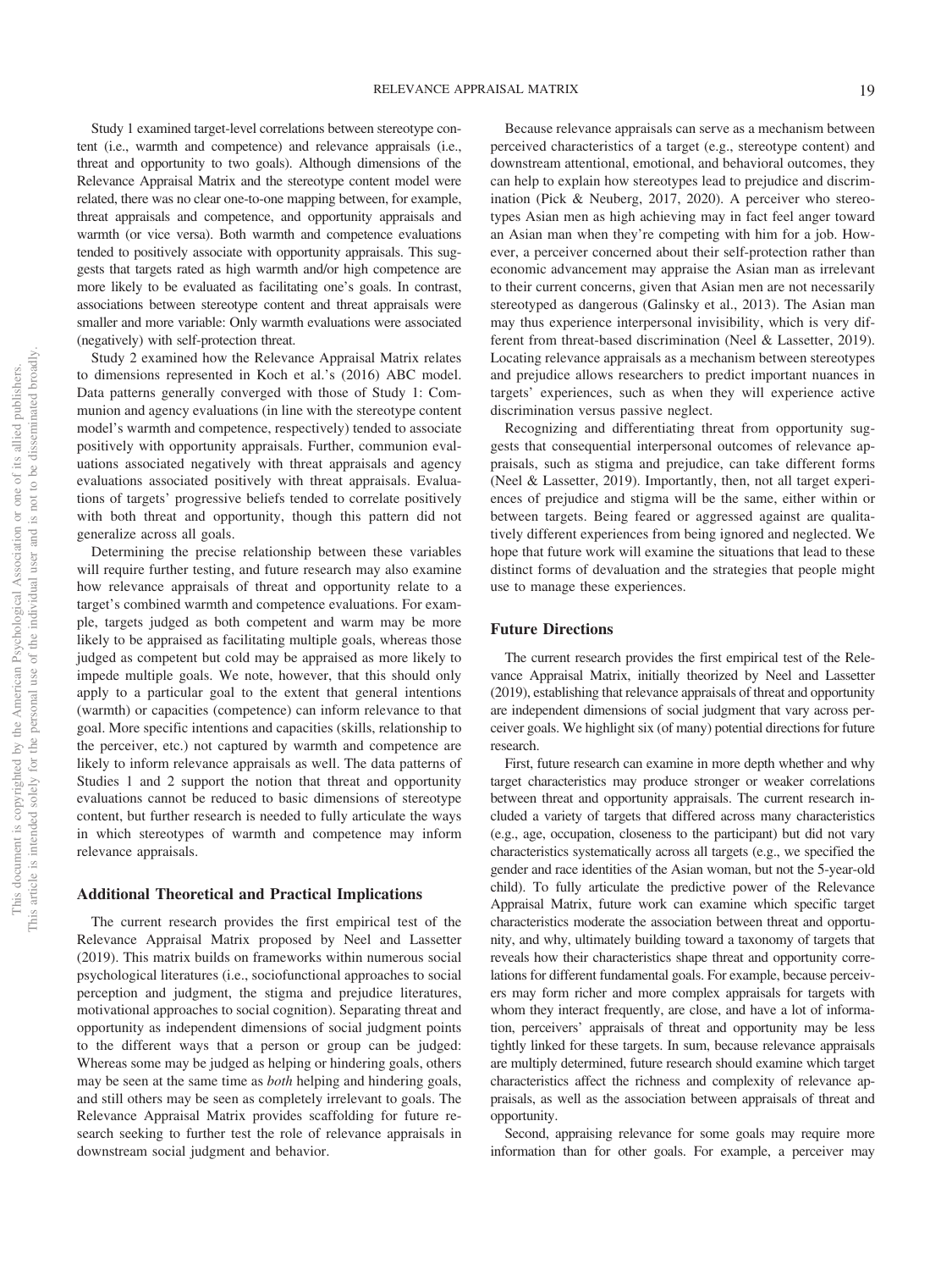Study 1 examined target-level correlations between stereotype content (i.e., warmth and competence) and relevance appraisals (i.e., threat and opportunity to two goals). Although dimensions of the Relevance Appraisal Matrix and the stereotype content model were related, there was no clear one-to-one mapping between, for example, threat appraisals and competence, and opportunity appraisals and warmth (or vice versa). Both warmth and competence evaluations tended to positively associate with opportunity appraisals. This suggests that targets rated as high warmth and/or high competence are more likely to be evaluated as facilitating one's goals. In contrast, associations between stereotype content and threat appraisals were smaller and more variable: Only warmth evaluations were associated (negatively) with self-protection threat.

Study 2 examined how the Relevance Appraisal Matrix relates to dimensions represented in Koch et al.'s (2016) ABC model. Data patterns generally converged with those of Study 1: Communion and agency evaluations (in line with the stereotype content model's warmth and competence, respectively) tended to associate positively with opportunity appraisals. Further, communion evaluations associated negatively with threat appraisals and agency evaluations associated positively with threat appraisals. Evaluations of targets' progressive beliefs tended to correlate positively with both threat and opportunity, though this pattern did not generalize across all goals.

Determining the precise relationship between these variables will require further testing, and future research may also examine how relevance appraisals of threat and opportunity relate to a target's combined warmth and competence evaluations. For example, targets judged as both competent and warm may be more likely to be appraised as facilitating multiple goals, whereas those judged as competent but cold may be appraised as more likely to impede multiple goals. We note, however, that this should only apply to a particular goal to the extent that general intentions (warmth) or capacities (competence) can inform relevance to that goal. More specific intentions and capacities (skills, relationship to the perceiver, etc.) not captured by warmth and competence are likely to inform relevance appraisals as well. The data patterns of Studies 1 and 2 support the notion that threat and opportunity evaluations cannot be reduced to basic dimensions of stereotype content, but further research is needed to fully articulate the ways in which stereotypes of warmth and competence may inform relevance appraisals.

### Additional Theoretical and Practical Implications

The current research provides the first empirical test of the Relevance Appraisal Matrix proposed by Neel and Lassetter (2019). This matrix builds on frameworks within numerous social psychological literatures (i.e., sociofunctional approaches to social perception and judgment, the stigma and prejudice literatures, motivational approaches to social cognition). Separating threat and opportunity as independent dimensions of social judgment points to the different ways that a person or group can be judged: Whereas some may be judged as helping or hindering goals, others may be seen at the same time as *both* helping and hindering goals, and still others may be seen as completely irrelevant to goals. The Relevance Appraisal Matrix provides scaffolding for future research seeking to further test the role of relevance appraisals in downstream social judgment and behavior.

Because relevance appraisals can serve as a mechanism between perceived characteristics of a target (e.g., stereotype content) and downstream attentional, emotional, and behavioral outcomes, they can help to explain how stereotypes lead to prejudice and discrimination (Pick & Neuberg, 2017, 2020). A perceiver who stereotypes Asian men as high achieving may in fact feel anger toward an Asian man when they're competing with him for a job. However, a perceiver concerned about their self-protection rather than economic advancement may appraise the Asian man as irrelevant to their current concerns, given that Asian men are not necessarily stereotyped as dangerous (Galinsky et al., 2013). The Asian man may thus experience interpersonal invisibility, which is very different from threat-based discrimination (Neel & Lassetter, 2019). Locating relevance appraisals as a mechanism between stereotypes and prejudice allows researchers to predict important nuances in targets' experiences, such as when they will experience active discrimination versus passive neglect.

Recognizing and differentiating threat from opportunity suggests that consequential interpersonal outcomes of relevance appraisals, such as stigma and prejudice, can take different forms (Neel & Lassetter, 2019). Importantly, then, not all target experiences of prejudice and stigma will be the same, either within or between targets. Being feared or aggressed against are qualitatively different experiences from being ignored and neglected. We hope that future work will examine the situations that lead to these distinct forms of devaluation and the strategies that people might use to manage these experiences.

### Future Directions

The current research provides the first empirical test of the Relevance Appraisal Matrix, initially theorized by Neel and Lassetter (2019), establishing that relevance appraisals of threat and opportunity are independent dimensions of social judgment that vary across perceiver goals. We highlight six (of many) potential directions for future research.

First, future research can examine in more depth whether and why target characteristics may produce stronger or weaker correlations between threat and opportunity appraisals. The current research included a variety of targets that differed across many characteristics (e.g., age, occupation, closeness to the participant) but did not vary characteristics systematically across all targets (e.g., we specified the gender and race identities of the Asian woman, but not the 5-year-old child). To fully articulate the predictive power of the Relevance Appraisal Matrix, future work can examine which specific target characteristics moderate the association between threat and opportunity, and why, ultimately building toward a taxonomy of targets that reveals how their characteristics shape threat and opportunity correlations for different fundamental goals. For example, because perceivers may form richer and more complex appraisals for targets with whom they interact frequently, are close, and have a lot of information, perceivers' appraisals of threat and opportunity may be less tightly linked for these targets. In sum, because relevance appraisals are multiply determined, future research should examine which target characteristics affect the richness and complexity of relevance appraisals, as well as the association between appraisals of threat and opportunity.

Second, appraising relevance for some goals may require more information than for other goals. For example, a perceiver may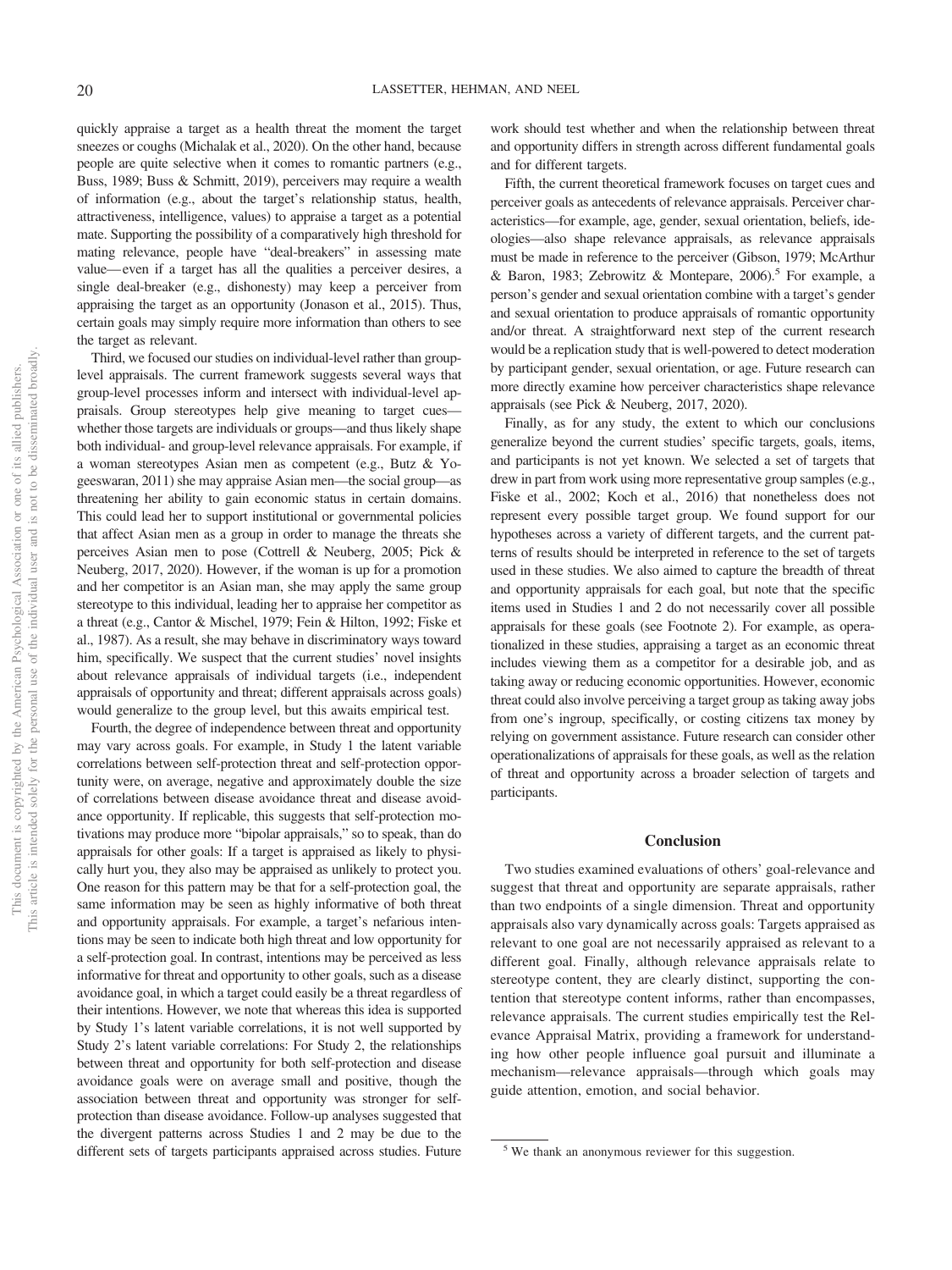quickly appraise a target as a health threat the moment the target sneezes or coughs (Michalak et al., 2020). On the other hand, because people are quite selective when it comes to romantic partners (e.g., Buss, 1989; Buss & Schmitt, 2019), perceivers may require a wealth of information (e.g., about the target's relationship status, health, attractiveness, intelligence, values) to appraise a target as a potential mate. Supporting the possibility of a comparatively high threshold for mating relevance, people have "deal-breakers" in assessing mate value—even if a target has all the qualities a perceiver desires, a single deal-breaker (e.g., dishonesty) may keep a perceiver from appraising the target as an opportunity (Jonason et al., 2015). Thus, certain goals may simply require more information than others to see the target as relevant.

Third, we focused our studies on individual-level rather than group-level appraisals. The current framework suggests several ways that group-level processes inform and intersect with individual-level appraisals. Group stereotypes help give meaning to target cues—whether those targets are individuals or groups—and thus likely shape both individual- and group-level relevance appraisals. For example, if a woman stereotypes Asian men as competent (e.g., Butz & Yogeeswaran, 2011) she may appraise Asian men—the social group—as threatening her ability to gain economic status in certain domains. This could lead her to support institutional or governmental policies that affect Asian men as a group in order to manage the threats she perceives Asian men to pose (Cottrell & Neuberg, 2005; Pick & Neuberg, 2017, 2020). However, if the woman is up for a promotion and her competitor is an Asian man, she may apply the same group stereotype to this individual, leading her to appraise her competitor as a threat (e.g., Cantor & Mischel, 1979; Fein & Hilton, 1992; Fiske et al., 1987). As a result, she may behave in discriminatory ways toward him, specifically. We suspect that the current studies' novel insights about relevance appraisals of individual targets (i.e., independent appraisals of opportunity and threat; different appraisals across goals) would generalize to the group level, but this awaits empirical test.

Fourth, the degree of independence between threat and opportunity may vary across goals. For example, in Study 1 the latent variable correlations between self-protection threat and self-protection opportunity were, on average, negative and approximately double the size of correlations between disease avoidance threat and disease avoidance opportunity. If replicable, this suggests that self-protection motivations may produce more "bipolar appraisals," so to speak, than do appraisals for other goals: If a target is appraised as likely to physically hurt you, they also may be appraised as unlikely to protect you. One reason for this pattern may be that for a self-protection goal, the same information may be seen as highly informative of both threat and opportunity appraisals. For example, a target's nefarious intentions may be seen to indicate both high threat and low opportunity for a self-protection goal. In contrast, intentions may be perceived as less informative for threat and opportunity to other goals, such as a disease avoidance goal, in which a target could easily be a threat regardless of their intentions. However, we note that whereas this idea is supported by Study 1's latent variable correlations, it is not well supported by Study 2's latent variable correlations: For Study 2, the relationships between threat and opportunity for both self-protection and disease avoidance goals were on average small and positive, though the association between threat and opportunity was stronger for self-protection than disease avoidance. Follow-up analyses suggested that the divergent patterns across Studies 1 and 2 may be due to the different sets of targets participants appraised across studies. Future work should test whether and when the relationship between threat and opportunity differs in strength across different fundamental goals and for different targets.

Fifth, the current theoretical framework focuses on target cues and perceiver goals as antecedents of relevance appraisals. Perceiver characteristics—for example, age, gender, sexual orientation, beliefs, ideologies—also shape relevance appraisals, as relevance appraisals must be made in reference to the perceiver (Gibson, 1979; McArthur & Baron, 1983; Zebrowitz & Montepare, 2006).[5] For example, a person's gender and sexual orientation combine with a target's gender and sexual orientation to produce appraisals of romantic opportunity and/or threat. A straightforward next step of the current research would be a replication study that is well-powered to detect moderation by participant gender, sexual orientation, or age. Future research can more directly examine how perceiver characteristics shape relevance appraisals (see Pick & Neuberg, 2017, 2020).

Finally, as for any study, the extent to which our conclusions generalize beyond the current studies' specific targets, goals, items, and participants is not yet known. We selected a set of targets that drew in part from work using more representative group samples (e.g., Fiske et al., 2002; Koch et al., 2016) that nonetheless does not represent every possible target group. We found support for our hypotheses across a variety of different targets, and the current patterns of results should be interpreted in reference to the set of targets used in these studies. We also aimed to capture the breadth of threat and opportunity appraisals for each goal, but note that the specific items used in Studies 1 and 2 do not necessarily cover all possible appraisals for these goals (see Footnote 2). For example, as operationalized in these studies, appraising a target as an economic threat includes viewing them as a competitor for a desirable job, and as taking away or reducing economic opportunities. However, economic threat could also involve perceiving a target group as taking away jobs from one's ingroup, specifically, or costing citizens tax money by relying on government assistance. Future research can consider other operationalizations of appraisals for these goals, as well as the relation of threat and opportunity across a broader selection of targets and participants.

## Conclusion

Two studies examined evaluations of others' goal-relevance and suggest that threat and opportunity are separate appraisals, rather than two endpoints of a single dimension. Threat and opportunity appraisals also vary dynamically across goals: Targets appraised as relevant to one goal are not necessarily appraised as relevant to a different goal. Finally, although relevance appraisals relate to stereotype content, they are clearly distinct, supporting the contention that stereotype content informs, rather than encompasses, relevance appraisals. The current studies empirically test the Relevance Appraisal Matrix, providing a framework for understanding how other people influence goal pursuit and illuminate a mechanism—relevance appraisals—through which goals may guide attention, emotion, and social behavior.

[5] We thank an anonymous reviewer for this suggestion.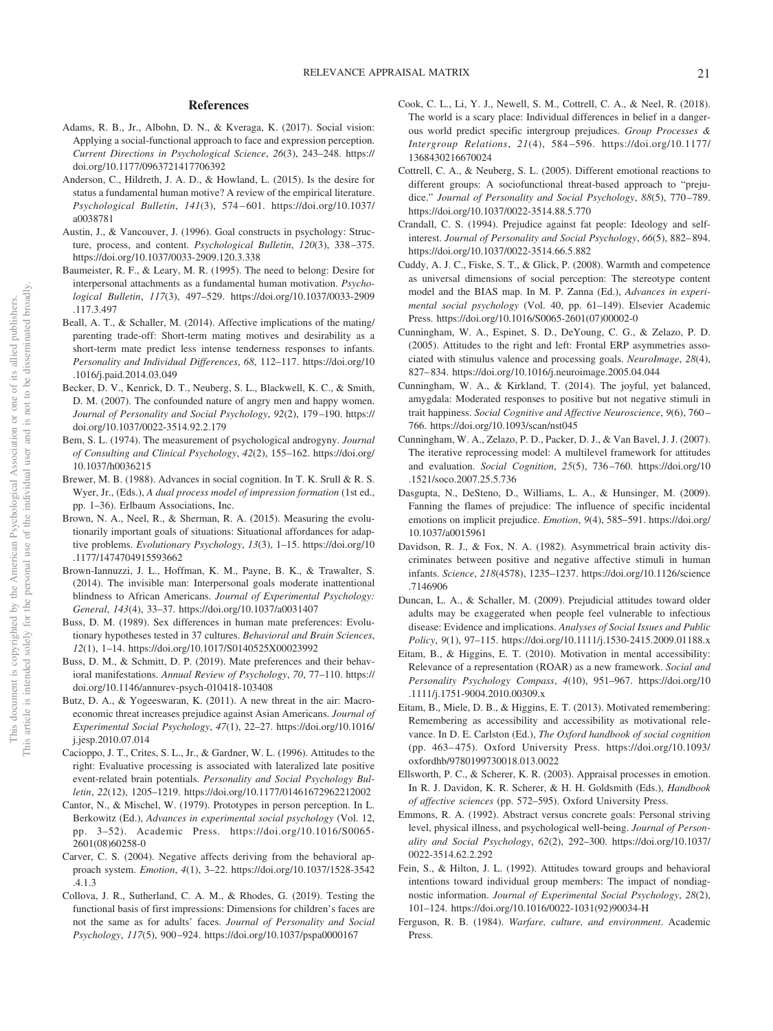## References

Adams, R. B., Jr., Albohn, D. N., & Kveraga, K. (2017). Social vision: Applying a social-functional approach to face and expression perception. *Current Directions in Psychological Science*, *26*(3), 243–248. https://doi.org/10.1177/0963721417706392

Anderson, C., Hildreth, J. A. D., & Howland, L. (2015). Is the desire for status a fundamental human motive? A review of the empirical literature. *Psychological Bulletin*, *141*(3), 574–601. https://doi.org/10.1037/a0038781

Austin, J., & Vancouver, J. (1996). Goal constructs in psychology: Structure, process, and content. *Psychological Bulletin*, *120*(3), 338–375. https://doi.org/10.1037/0033-2909.120.3.338

Baumeister, R. F., & Leary, M. R. (1995). The need to belong: Desire for interpersonal attachments as a fundamental human motivation. *Psychological Bulletin*, *117*(3), 497–529. https://doi.org/10.1037/0033-2909.117.3.497

Beall, A. T., & Schaller, M. (2014). Affective implications of the mating/parenting trade-off: Short-term mating motives and desirability as a short-term mate predict less intense tenderness responses to infants. *Personality and Individual Differences*, *68*, 112–117. https://doi.org/10.1016/j.paid.2014.03.049

Becker, D. V., Kenrick, D. T., Neuberg, S. L., Blackwell, K. C., & Smith, D. M. (2007). The confounded nature of angry men and happy women. *Journal of Personality and Social Psychology*, *92*(2), 179–190. https://doi.org/10.1037/0022-3514.92.2.179

Bem, S. L. (1974). The measurement of psychological androgyny. *Journal of Consulting and Clinical Psychology*, *42*(2), 155–162. https://doi.org/10.1037/h0036215

Brewer, M. B. (1988). Advances in social cognition. In T. K. Srull & R. S. Wyer, Jr., (Eds.), *A dual process model of impression formation* (1st ed., pp. 1–36). Erlbaum Associations, Inc.

Brown, N. A., Neel, R., & Sherman, R. A. (2015). Measuring the evolutionarily important goals of situations: Situational affordances for adaptive problems. *Evolutionary Psychology*, *13*(3), 1–15. https://doi.org/10.1177/1474704915593662

Brown-Iannuzzi, J. L., Hoffman, K. M., Payne, B. K., & Trawalter, S. (2014). The invisible man: Interpersonal goals moderate inattentional blindness to African Americans. *Journal of Experimental Psychology: General*, *143*(4), 33–37. https://doi.org/10.1037/a0031407

Buss, D. M. (1989). Sex differences in human mate preferences: Evolutionary hypotheses tested in 37 cultures. *Behavioral and Brain Sciences*, *12*(1), 1–14. https://doi.org/10.1017/S0140525X00023992

Buss, D. M., & Schmitt, D. P. (2019). Mate preferences and their behavioral manifestations. *Annual Review of Psychology*, *70*, 77–110. https://doi.org/10.1146/annurev-psych-010418-103408

Butz, D. A., & Yogeeswaran, K. (2011). A new threat in the air: Macroeconomic threat increases prejudice against Asian Americans. *Journal of Experimental Social Psychology*, *47*(1), 22–27. https://doi.org/10.1016/j.jesp.2010.07.014

Cacioppo, J. T., Crites, S. L., Jr., & Gardner, W. L. (1996). Attitudes to the right: Evaluative processing is associated with lateralized late positive event-related brain potentials. *Personality and Social Psychology Bulletin*, *22*(12), 1205–1219. https://doi.org/10.1177/01461672962212002

Cantor, N., & Mischel, W. (1979). Prototypes in person perception. In L. Berkowitz (Ed.), *Advances in experimental social psychology* (Vol. 12, pp. 3–52). Academic Press. https://doi.org/10.1016/S0065-2601(08)60258-0

Carver, C. S. (2004). Negative affects deriving from the behavioral approach system. *Emotion*, *4*(1), 3–22. https://doi.org/10.1037/1528-3542.4.1.3

Collova, J. R., Sutherland, C. A. M., & Rhodes, G. (2019). Testing the functional basis of first impressions: Dimensions for children's faces are not the same as for adults' faces. *Journal of Personality and Social Psychology*, *117*(5), 900–924. https://doi.org/10.1037/pspa0000167

Cook, C. L., Li, Y. J., Newell, S. M., Cottrell, C. A., & Neel, R. (2018). The world is a scary place: Individual differences in belief in a dangerous world predict specific intergroup prejudices. *Group Processes & Intergroup Relations*, *21*(4), 584–596. https://doi.org/10.1177/1368430216670024

Cottrell, C. A., & Neuberg, S. L. (2005). Different emotional reactions to different groups: A sociofunctional threat-based approach to "prejudice." *Journal of Personality and Social Psychology*, *88*(5), 770–789. https://doi.org/10.1037/0022-3514.88.5.770

Crandall, C. S. (1994). Prejudice against fat people: Ideology and self-interest. *Journal of Personality and Social Psychology*, *66*(5), 882–894. https://doi.org/10.1037/0022-3514.66.5.882

Cuddy, A. J. C., Fiske, S. T., & Glick, P. (2008). Warmth and competence as universal dimensions of social perception: The stereotype content model and the BIAS map. In M. P. Zanna (Ed.), *Advances in experimental social psychology* (Vol. 40, pp. 61–149). Elsevier Academic Press. https://doi.org/10.1016/S0065-2601(07)00002-0

Cunningham, W. A., Espinet, S. D., DeYoung, C. G., & Zelazo, P. D. (2005). Attitudes to the right and left: Frontal ERP asymmetries associated with stimulus valence and processing goals. *NeuroImage*, *28*(4), 827–834. https://doi.org/10.1016/j.neuroimage.2005.04.044

Cunningham, W. A., & Kirkland, T. (2014). The joyful, yet balanced, amygdala: Moderated responses to positive but not negative stimuli in trait happiness. *Social Cognitive and Affective Neuroscience*, *9*(6), 760–766. https://doi.org/10.1093/scan/nst045

Cunningham, W. A., Zelazo, P. D., Packer, D. J., & Van Bavel, J. J. (2007). The iterative reprocessing model: A multilevel framework for attitudes and evaluation. *Social Cognition*, *25*(5), 736–760. https://doi.org/10.1521/soco.2007.25.5.736

Dasgupta, N., DeSteno, D., Williams, L. A., & Hunsinger, M. (2009). Fanning the flames of prejudice: The influence of specific incidental emotions on implicit prejudice. *Emotion*, *9*(4), 585–591. https://doi.org/10.1037/a0015961

Davidson, R. J., & Fox, N. A. (1982). Asymmetrical brain activity discriminates between positive and negative affective stimuli in human infants. *Science*, *218*(4578), 1235–1237. https://doi.org/10.1126/science.7146906

Duncan, L. A., & Schaller, M. (2009). Prejudicial attitudes toward older adults may be exaggerated when people feel vulnerable to infectious disease: Evidence and implications. *Analyses of Social Issues and Public Policy*, *9*(1), 97–115. https://doi.org/10.1111/j.1530-2415.2009.01188.x

Eitam, B., & Higgins, E. T. (2010). Motivation in mental accessibility: Relevance of a representation (ROAR) as a new framework. *Social and Personality Psychology Compass*, *4*(10), 951–967. https://doi.org/10.1111/j.1751-9004.2010.00309.x

Eitam, B., Miele, D. B., & Higgins, E. T. (2013). Motivated remembering: Remembering as accessibility and accessibility as motivational relevance. In D. E. Carlston (Ed.), *The Oxford handbook of social cognition* (pp. 463–475). Oxford University Press. https://doi.org/10.1093/oxfordhb/9780199730018.013.0022

Ellsworth, P. C., & Scherer, K. R. (2003). Appraisal processes in emotion. In R. J. Davidon, K. R. Scherer, & H. H. Goldsmith (Eds.), *Handbook of affective sciences* (pp. 572–595). Oxford University Press.

Emmons, R. A. (1992). Abstract versus concrete goals: Personal striving level, physical illness, and psychological well-being. *Journal of Personality and Social Psychology*, *62*(2), 292–300. https://doi.org/10.1037/0022-3514.62.2.292

Fein, S., & Hilton, J. L. (1992). Attitudes toward groups and behavioral intentions toward individual group members: The impact of nondiagnostic information. *Journal of Experimental Social Psychology*, *28*(2), 101–124. https://doi.org/10.1016/0022-1031(92)90034-H

Ferguson, R. B. (1984). *Warfare, culture, and environment*. Academic Press.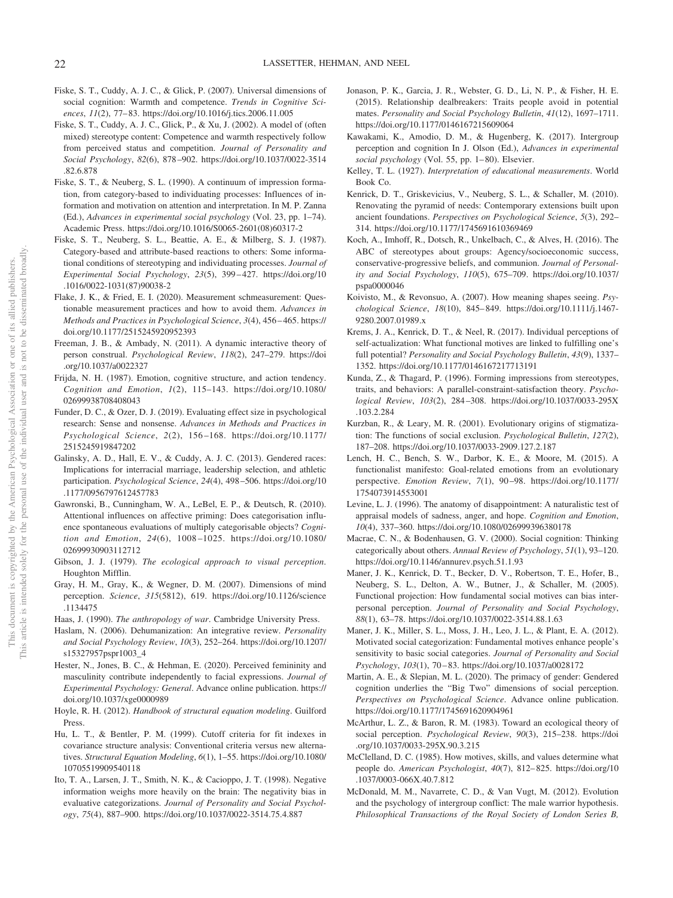Fiske, S. T., Cuddy, A. J. C., & Glick, P. (2007). Universal dimensions of social cognition: Warmth and competence. *Trends in Cognitive Sciences*, *11*(2), 77–83. https://doi.org/10.1016/j.tics.2006.11.005

Fiske, S. T., Cuddy, A. J. C., Glick, P., & Xu, J. (2002). A model of (often mixed) stereotype content: Competence and warmth respectively follow from perceived status and competition. *Journal of Personality and Social Psychology*, *82*(6), 878–902. https://doi.org/10.1037/0022-3514.82.6.878

Fiske, S. T., & Neuberg, S. L. (1990). A continuum of impression formation, from category-based to individuating processes: Influences of information and motivation on attention and interpretation. In M. P. Zanna (Ed.), *Advances in experimental social psychology* (Vol. 23, pp. 1–74). Academic Press. https://doi.org/10.1016/S0065-2601(08)60317-2

Fiske, S. T., Neuberg, S. L., Beattie, A. E., & Milberg, S. J. (1987). Category-based and attribute-based reactions to others: Some informational conditions of stereotyping and individuating processes. *Journal of Experimental Social Psychology*, *23*(5), 399–427. https://doi.org/10.1016/0022-1031(87)90038-2

Flake, J. K., & Fried, E. I. (2020). Measurement schmeasurement: Questionable measurement practices and how to avoid them. *Advances in Methods and Practices in Psychological Science*, *3*(4), 456–465. https://doi.org/10.1177/2515245920952393

Freeman, J. B., & Ambady, N. (2011). A dynamic interactive theory of person construal. *Psychological Review*, *118*(2), 247–279. https://doi.org/10.1037/a0022327

Frijda, N. H. (1987). Emotion, cognitive structure, and action tendency. *Cognition and Emotion*, *1*(2), 115–143. https://doi.org/10.1080/02699938708408043

Funder, D. C., & Ozer, D. J. (2019). Evaluating effect size in psychological research: Sense and nonsense. *Advances in Methods and Practices in Psychological Science*, *2*(2), 156–168. https://doi.org/10.1177/2515245919847202

Galinsky, A. D., Hall, E. V., & Cuddy, A. J. C. (2013). Gendered races: Implications for interracial marriage, leadership selection, and athletic participation. *Psychological Science*, *24*(4), 498–506. https://doi.org/10.1177/0956797612457783

Gawronski, B., Cunningham, W. A., LeBel, E. P., & Deutsch, R. (2010). Attentional influences on affective priming: Does categorisation influence spontaneous evaluations of multiply categorisable objects? *Cognition and Emotion*, *24*(6), 1008–1025. https://doi.org/10.1080/02699930903112712

Gibson, J. J. (1979). *The ecological approach to visual perception*. Houghton Mifflin.

Gray, H. M., Gray, K., & Wegner, D. M. (2007). Dimensions of mind perception. *Science*, *315*(5812), 619. https://doi.org/10.1126/science.1134475

Haas, J. (1990). *The anthropology of war*. Cambridge University Press.

Haslam, N. (2006). Dehumanization: An integrative review. *Personality and Social Psychology Review*, *10*(3), 252–264. https://doi.org/10.1207/s15327957pspr1003_4

Hester, N., Jones, B. C., & Hehman, E. (2020). Perceived femininity and masculinity contribute independently to facial expressions. *Journal of Experimental Psychology: General*. Advance online publication. https://doi.org/10.1037/xge0000989

Hoyle, R. H. (2012). *Handbook of structural equation modeling*. Guilford Press.

Hu, L. T., & Bentler, P. M. (1999). Cutoff criteria for fit indexes in covariance structure analysis: Conventional criteria versus new alternatives. *Structural Equation Modeling*, *6*(1), 1–55. https://doi.org/10.1080/10705519909540118

Ito, T. A., Larsen, J. T., Smith, N. K., & Cacioppo, J. T. (1998). Negative information weighs more heavily on the brain: The negativity bias in evaluative categorizations. *Journal of Personality and Social Psychology*, *75*(4), 887–900. https://doi.org/10.1037/0022-3514.75.4.887

Jonason, P. K., Garcia, J. R., Webster, G. D., Li, N. P., & Fisher, H. E. (2015). Relationship dealbreakers: Traits people avoid in potential mates. *Personality and Social Psychology Bulletin*, *41*(12), 1697–1711. https://doi.org/10.1177/0146167215609064

Kawakami, K., Amodio, D. M., & Hugenberg, K. (2017). Intergroup perception and cognition In J. Olson (Ed.), *Advances in experimental social psychology* (Vol. 55, pp. 1–80). Elsevier.

Kelley, T. L. (1927). *Interpretation of educational measurements*. World Book Co.

Kenrick, D. T., Griskevicius, V., Neuberg, S. L., & Schaller, M. (2010). Renovating the pyramid of needs: Contemporary extensions built upon ancient foundations. *Perspectives on Psychological Science*, *5*(3), 292–314. https://doi.org/10.1177/1745691610369469

Koch, A., Imhoff, R., Dotsch, R., Unkelbach, C., & Alves, H. (2016). The ABC of stereotypes about groups: Agency/socioeconomic success, conservative-progressive beliefs, and communion. *Journal of Personality and Social Psychology*, *110*(5), 675–709. https://doi.org/10.1037/pspa0000046

Koivisto, M., & Revonsuo, A. (2007). How meaning shapes seeing. *Psychological Science*, *18*(10), 845–849. https://doi.org/10.1111/j.1467-9280.2007.01989.x

Krems, J. A., Kenrick, D. T., & Neel, R. (2017). Individual perceptions of self-actualization: What functional motives are linked to fulfilling one's full potential? *Personality and Social Psychology Bulletin*, *43*(9), 1337–1352. https://doi.org/10.1177/0146167217713191

Kunda, Z., & Thagard, P. (1996). Forming impressions from stereotypes, traits, and behaviors: A parallel-constraint-satisfaction theory. *Psychological Review*, *103*(2), 284–308. https://doi.org/10.1037/0033-295X.103.2.284

Kurzban, R., & Leary, M. R. (2001). Evolutionary origins of stigmatization: The functions of social exclusion. *Psychological Bulletin*, *127*(2), 187–208. https://doi.org/10.1037/0033-2909.127.2.187

Lench, H. C., Bench, S. W., Darbor, K. E., & Moore, M. (2015). A functionalist manifesto: Goal-related emotions from an evolutionary perspective. *Emotion Review*, *7*(1), 90–98. https://doi.org/10.1177/1754073914553001

Levine, L. J. (1996). The anatomy of disappointment: A naturalistic test of appraisal models of sadness, anger, and hope. *Cognition and Emotion*, *10*(4), 337–360. https://doi.org/10.1080/026999396380178

Macrae, C. N., & Bodenhausen, G. V. (2000). Social cognition: Thinking categorically about others. *Annual Review of Psychology*, *51*(1), 93–120. https://doi.org/10.1146/annurev.psych.51.1.93

Maner, J. K., Kenrick, D. T., Becker, D. V., Robertson, T. E., Hofer, B., Neuberg, S. L., Delton, A. W., Butner, J., & Schaller, M. (2005). Functional projection: How fundamental social motives can bias interpersonal perception. *Journal of Personality and Social Psychology*, *88*(1), 63–78. https://doi.org/10.1037/0022-3514.88.1.63

Maner, J. K., Miller, S. L., Moss, J. H., Leo, J. L., & Plant, E. A. (2012). Motivated social categorization: Fundamental motives enhance people's sensitivity to basic social categories. *Journal of Personality and Social Psychology*, *103*(1), 70–83. https://doi.org/10.1037/a0028172

Martin, A. E., & Slepian, M. L. (2020). The primacy of gender: Gendered cognition underlies the "Big Two" dimensions of social perception. *Perspectives on Psychological Science*. Advance online publication. https://doi.org/10.1177/1745691620904961

McArthur, L. Z., & Baron, R. M. (1983). Toward an ecological theory of social perception. *Psychological Review*, *90*(3), 215–238. https://doi.org/10.1037/0033-295X.90.3.215

McClelland, D. C. (1985). How motives, skills, and values determine what people do. *American Psychologist*, *40*(7), 812–825. https://doi.org/10.1037/0003-066X.40.7.812

McDonald, M. M., Navarrete, C. D., & Van Vugt, M. (2012). Evolution and the psychology of intergroup conflict: The male warrior hypothesis. *Philosophical Transactions of the Royal Society of London Series B,*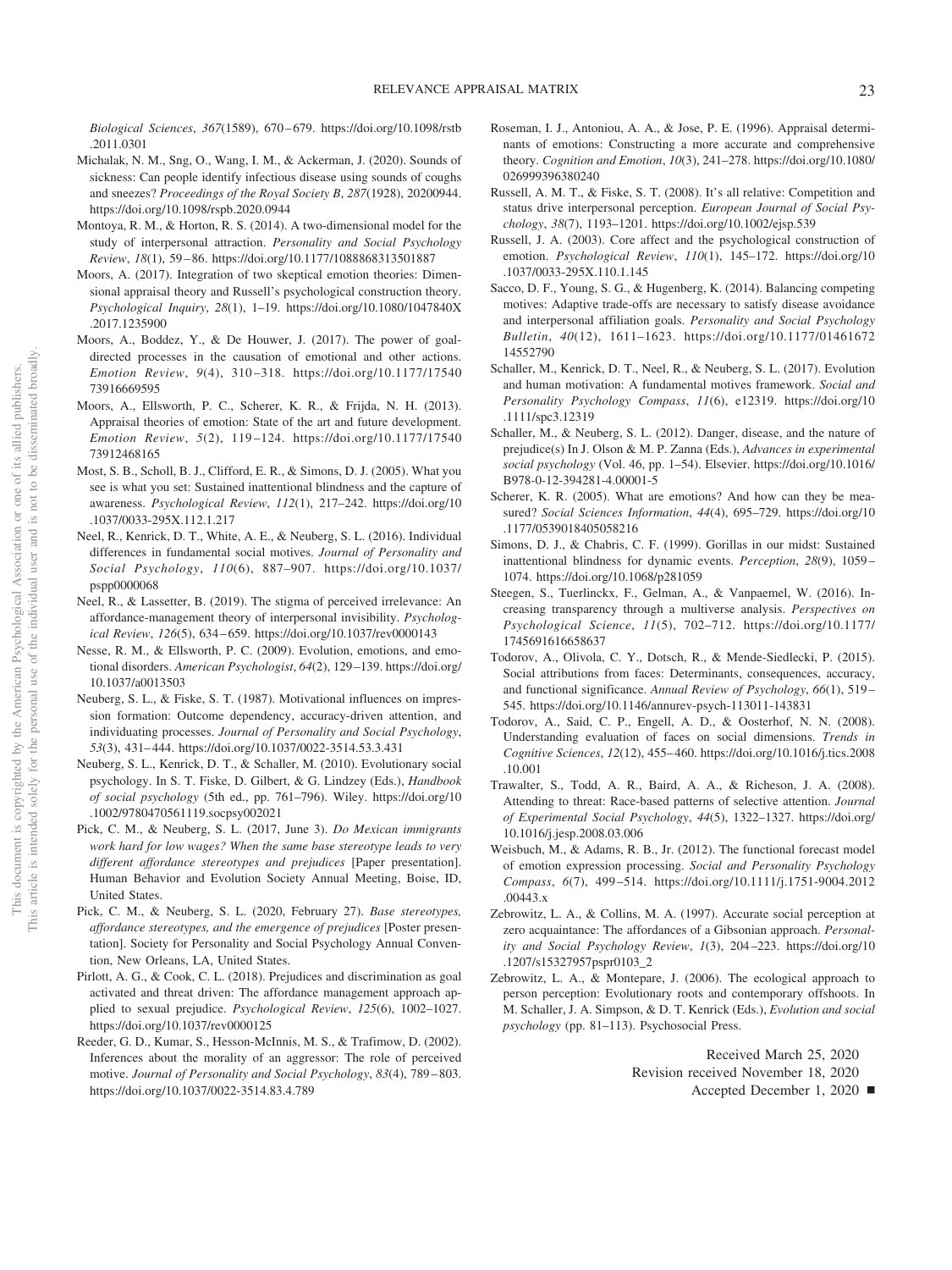*Biological Sciences*, *367*(1589), 670–679. https://doi.org/10.1098/rstb.2011.0301

Michalak, N. M., Sng, O., Wang, I. M., & Ackerman, J. (2020). Sounds of sickness: Can people identify infectious disease using sounds of coughs and sneezes? *Proceedings of the Royal Society B*, *287*(1928), 20200944. https://doi.org/10.1098/rspb.2020.0944

Montoya, R. M., & Horton, R. S. (2014). A two-dimensional model for the study of interpersonal attraction. *Personality and Social Psychology Review*, *18*(1), 59–86. https://doi.org/10.1177/1088868313501887

Moors, A. (2017). Integration of two skeptical emotion theories: Dimensional appraisal theory and Russell's psychological construction theory. *Psychological Inquiry*, *28*(1), 1–19. https://doi.org/10.1080/1047840X.2017.1235900

Moors, A., Boddez, Y., & De Houwer, J. (2017). The power of goal-directed processes in the causation of emotional and other actions. *Emotion Review*, *9*(4), 310–318. https://doi.org/10.1177/1754073916669595

Moors, A., Ellsworth, P. C., Scherer, K. R., & Frijda, N. H. (2013). Appraisal theories of emotion: State of the art and future development. *Emotion Review*, *5*(2), 119–124. https://doi.org/10.1177/1754073912468165

Most, S. B., Scholl, B. J., Clifford, E. R., & Simons, D. J. (2005). What you see is what you set: Sustained inattentional blindness and the capture of awareness. *Psychological Review*, *112*(1), 217–242. https://doi.org/10.1037/0033-295X.112.1.217

Neel, R., Kenrick, D. T., White, A. E., & Neuberg, S. L. (2016). Individual differences in fundamental social motives. *Journal of Personality and Social Psychology*, *110*(6), 887–907. https://doi.org/10.1037/pspp0000068

Neel, R., & Lassetter, B. (2019). The stigma of perceived irrelevance: An affordance-management theory of interpersonal invisibility. *Psychological Review*, *126*(5), 634–659. https://doi.org/10.1037/rev0000143

Nesse, R. M., & Ellsworth, P. C. (2009). Evolution, emotions, and emotional disorders. *American Psychologist*, *64*(2), 129–139. https://doi.org/10.1037/a0013503

Neuberg, S. L., & Fiske, S. T. (1987). Motivational influences on impression formation: Outcome dependency, accuracy-driven attention, and individuating processes. *Journal of Personality and Social Psychology*, *53*(3), 431–444. https://doi.org/10.1037/0022-3514.53.3.431

Neuberg, S. L., Kenrick, D. T., & Schaller, M. (2010). Evolutionary social psychology. In S. T. Fiske, D. Gilbert, & G. Lindzey (Eds.), *Handbook of social psychology* (5th ed., pp. 761–796). Wiley. https://doi.org/10.1002/9780470561119.socpsy002021

Pick, C. M., & Neuberg, S. L. (2017, June 3). *Do Mexican immigrants work hard for low wages? When the same base stereotype leads to very different affordance stereotypes and prejudices* [Paper presentation]. Human Behavior and Evolution Society Annual Meeting, Boise, ID, United States.

Pick, C. M., & Neuberg, S. L. (2020, February 27). *Base stereotypes, affordance stereotypes, and the emergence of prejudices* [Poster presentation]. Society for Personality and Social Psychology Annual Convention, New Orleans, LA, United States.

Pirlott, A. G., & Cook, C. L. (2018). Prejudices and discrimination as goal activated and threat driven: The affordance management approach applied to sexual prejudice. *Psychological Review*, *125*(6), 1002–1027. https://doi.org/10.1037/rev0000125

Reeder, G. D., Kumar, S., Hesson-McInnis, M. S., & Trafimow, D. (2002). Inferences about the morality of an aggressor: The role of perceived motive. *Journal of Personality and Social Psychology*, *83*(4), 789–803. https://doi.org/10.1037/0022-3514.83.4.789

Roseman, I. J., Antoniou, A. A., & Jose, P. E. (1996). Appraisal determinants of emotions: Constructing a more accurate and comprehensive theory. *Cognition and Emotion*, *10*(3), 241–278. https://doi.org/10.1080/026999396380240

Russell, A. M. T., & Fiske, S. T. (2008). It's all relative: Competition and status drive interpersonal perception. *European Journal of Social Psychology*, *38*(7), 1193–1201. https://doi.org/10.1002/ejsp.539

Russell, J. A. (2003). Core affect and the psychological construction of emotion. *Psychological Review*, *110*(1), 145–172. https://doi.org/10.1037/0033-295X.110.1.145

Sacco, D. F., Young, S. G., & Hugenberg, K. (2014). Balancing competing motives: Adaptive trade-offs are necessary to satisfy disease avoidance and interpersonal affiliation goals. *Personality and Social Psychology Bulletin*, *40*(12), 1611–1623. https://doi.org/10.1177/0146167214552790

Schaller, M., Kenrick, D. T., Neel, R., & Neuberg, S. L. (2017). Evolution and human motivation: A fundamental motives framework. *Social and Personality Psychology Compass*, *11*(6), e12319. https://doi.org/10.1111/spc3.12319

Schaller, M., & Neuberg, S. L. (2012). Danger, disease, and the nature of prejudice(s) In J. Olson & M. P. Zanna (Eds.), *Advances in experimental social psychology* (Vol. 46, pp. 1–54). Elsevier. https://doi.org/10.1016/B978-0-12-394281-4.00001-5

Scherer, K. R. (2005). What are emotions? And how can they be measured? *Social Sciences Information*, *44*(4), 695–729. https://doi.org/10.1177/0539018405058216

Simons, D. J., & Chabris, C. F. (1999). Gorillas in our midst: Sustained inattentional blindness for dynamic events. *Perception*, *28*(9), 1059–1074. https://doi.org/10.1068/p281059

Steegen, S., Tuerlinckx, F., Gelman, A., & Vanpaemel, W. (2016). Increasing transparency through a multiverse analysis. *Perspectives on Psychological Science*, *11*(5), 702–712. https://doi.org/10.1177/1745691616658637

Todorov, A., Olivola, C. Y., Dotsch, R., & Mende-Siedlecki, P. (2015). Social attributions from faces: Determinants, consequences, accuracy, and functional significance. *Annual Review of Psychology*, *66*(1), 519–545. https://doi.org/10.1146/annurev-psych-113011-143831

Todorov, A., Said, C. P., Engell, A. D., & Oosterhof, N. N. (2008). Understanding evaluation of faces on social dimensions. *Trends in Cognitive Sciences*, *12*(12), 455–460. https://doi.org/10.1016/j.tics.2008.10.001

Trawalter, S., Todd, A. R., Baird, A. A., & Richeson, J. A. (2008). Attending to threat: Race-based patterns of selective attention. *Journal of Experimental Social Psychology*, *44*(5), 1322–1327. https://doi.org/10.1016/j.jesp.2008.03.006

Weisbuch, M., & Adams, R. B., Jr. (2012). The functional forecast model of emotion expression processing. *Social and Personality Psychology Compass*, *6*(7), 499–514. https://doi.org/10.1111/j.1751-9004.2012.00443.x

Zebrowitz, L. A., & Collins, M. A. (1997). Accurate social perception at zero acquaintance: The affordances of a Gibsonian approach. *Personality and Social Psychology Review*, *1*(3), 204–223. https://doi.org/10.1207/s15327957pspr0103_2

Zebrowitz, L. A., & Montepare, J. (2006). The ecological approach to person perception: Evolutionary roots and contemporary offshoots. In M. Schaller, J. A. Simpson, & D. T. Kenrick (Eds.), *Evolution and social psychology* (pp. 81–113). Psychosocial Press.

Received March 25, 2020
Revision received November 18, 2020
Accepted December 1, 2020 ■